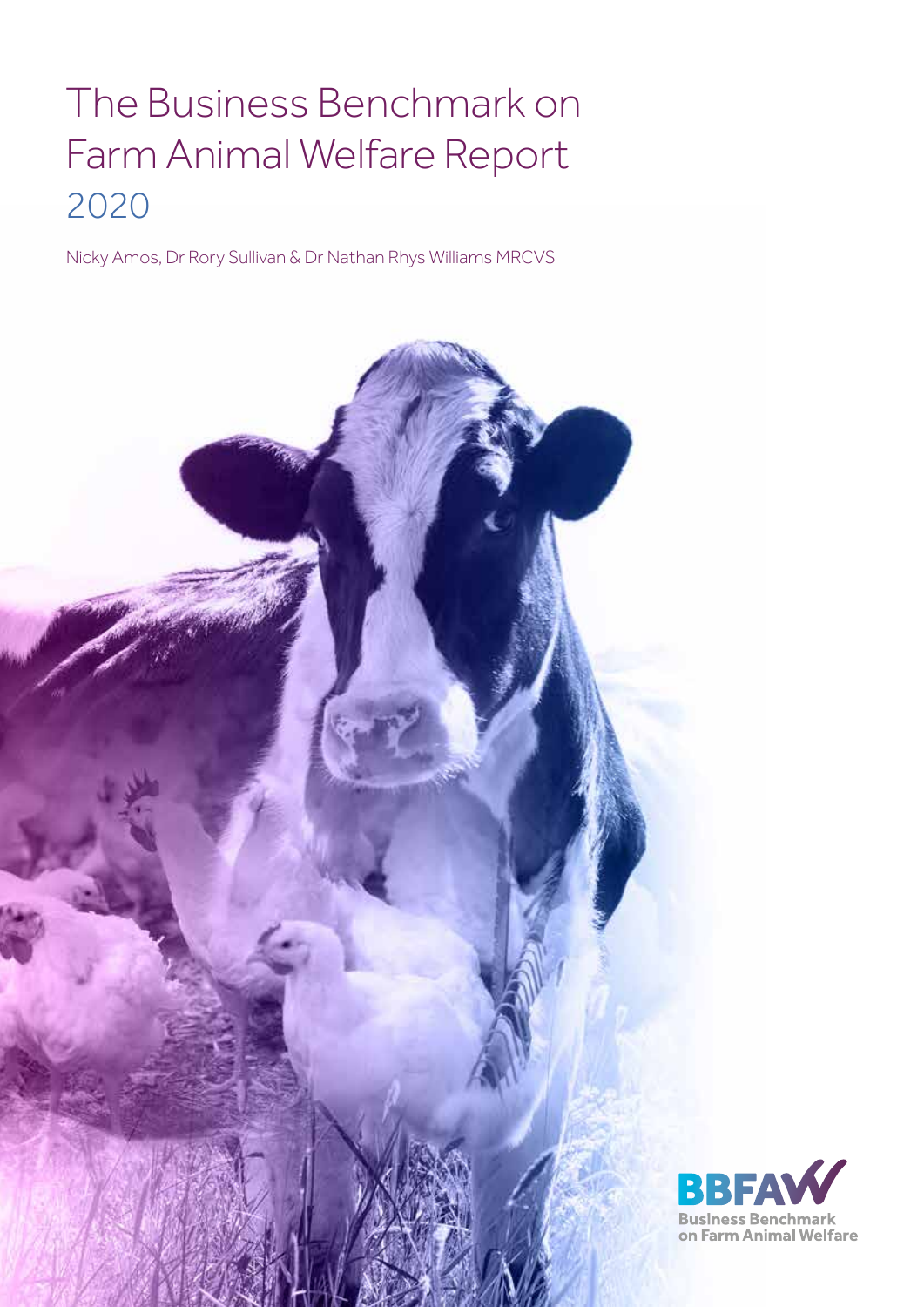# The Business Benchmark on Farm Animal Welfare Report 2020

Nicky Amos, Dr Rory Sullivan & Dr Nathan Rhys Williams MRCVS

BBFAW Business Benchmark on Farm Animal Welfare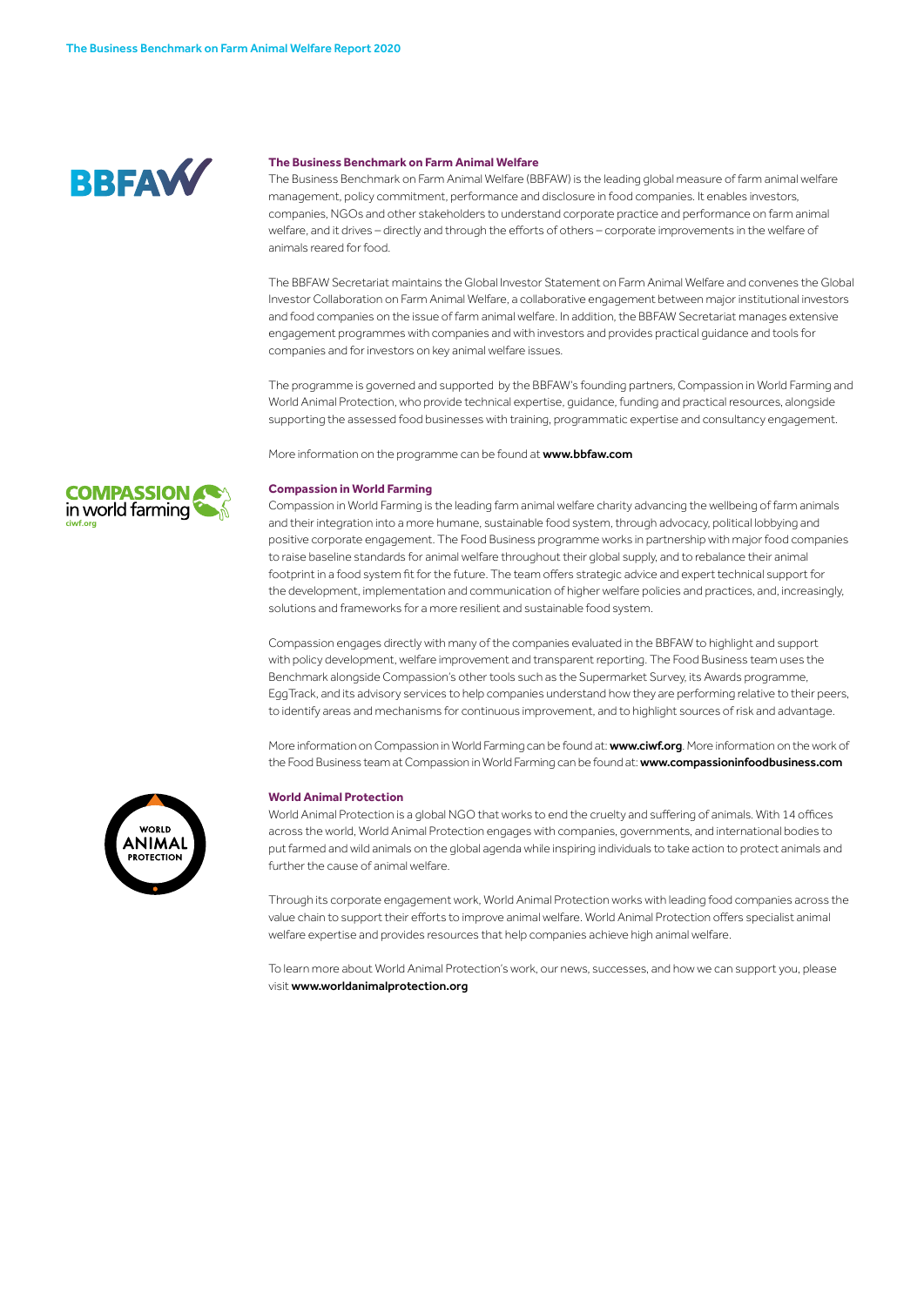### The Business Benchmark on Farm Animal Welfare

The Business Benchmark on Farm Animal Welfare (BBFAW) is the leading global measure of farm animal welfare management, policy commitment, performance and disclosure in food companies. It enables investors, companies, NGOs and other stakeholders to understand corporate practice and performance on farm animal welfare, and it drives – directly and through the efforts of others – corporate improvements in the welfare of animals reared for food.

The BBFAW Secretariat maintains the Global Investor Statement on Farm Animal Welfare and convenes the Global Investor Collaboration on Farm Animal Welfare, a collaborative engagement between major institutional investors and food companies on the issue of farm animal welfare. In addition, the BBFAW Secretariat manages extensive engagement programmes with companies and with investors and provides practical guidance and tools for companies and for investors on key animal welfare issues.

The programme is governed and supported by the BBFAW's founding partners, Compassion in World Farming and World Animal Protection, who provide technical expertise, guidance, funding and practical resources, alongside supporting the assessed food businesses with training, programmatic expertise and consultancy engagement.

More information on the programme can be found at **www.bbfaw.com**

### Compassion in World Farming

Compassion in World Farming is the leading farm animal welfare charity advancing the wellbeing of farm animals and their integration into a more humane, sustainable food system, through advocacy, political lobbying and positive corporate engagement. The Food Business programme works in partnership with major food companies to raise baseline standards for animal welfare throughout their global supply, and to rebalance their animal footprint in a food system fit for the future. The team offers strategic advice and expert technical support for the development, implementation and communication of higher welfare policies and practices, and, increasingly, solutions and frameworks for a more resilient and sustainable food system.

Compassion engages directly with many of the companies evaluated in the BBFAW to highlight and support with policy development, welfare improvement and transparent reporting. The Food Business team uses the Benchmark alongside Compassion's other tools such as the Supermarket Survey, its Awards programme, EggTrack, and its advisory services to help companies understand how they are performing relative to their peers, to identify areas and mechanisms for continuous improvement, and to highlight sources of risk and advantage.

More information on Compassion in World Farming can be found at: **www.ciwf.org**. More information on the work of the Food Business team at Compassion in World Farming can be found at: **www.compassioninfoodbusiness.com**

### World Animal Protection

World Animal Protection is a global NGO that works to end the cruelty and suffering of animals. With 14 offices across the world, World Animal Protection engages with companies, governments, and international bodies to put farmed and wild animals on the global agenda while inspiring individuals to take action to protect animals and further the cause of animal welfare.

Through its corporate engagement work, World Animal Protection works with leading food companies across the value chain to support their efforts to improve animal welfare. World Animal Protection offers specialist animal welfare expertise and provides resources that help companies achieve high animal welfare.

To learn more about World Animal Protection's work, our news, successes, and how we can support you, please visit **www.worldanimalprotection.org**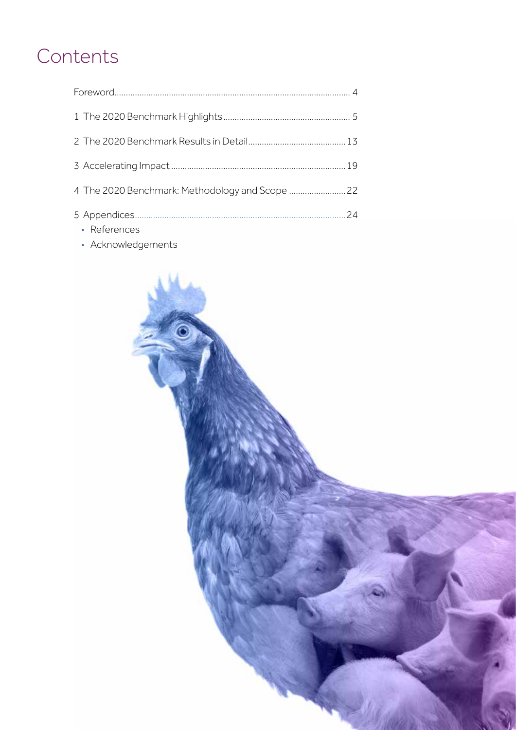# Contents

Foreword ........ 4

1 The 2020 Benchmark Highlights ........ 5

2 The 2020 Benchmark Results in Detail ........ 13

3 Accelerating Impact ........ 19

4 The 2020 Benchmark: Methodology and Scope ........ 22

5 Appendices ........ 24

- References
- Acknowledgements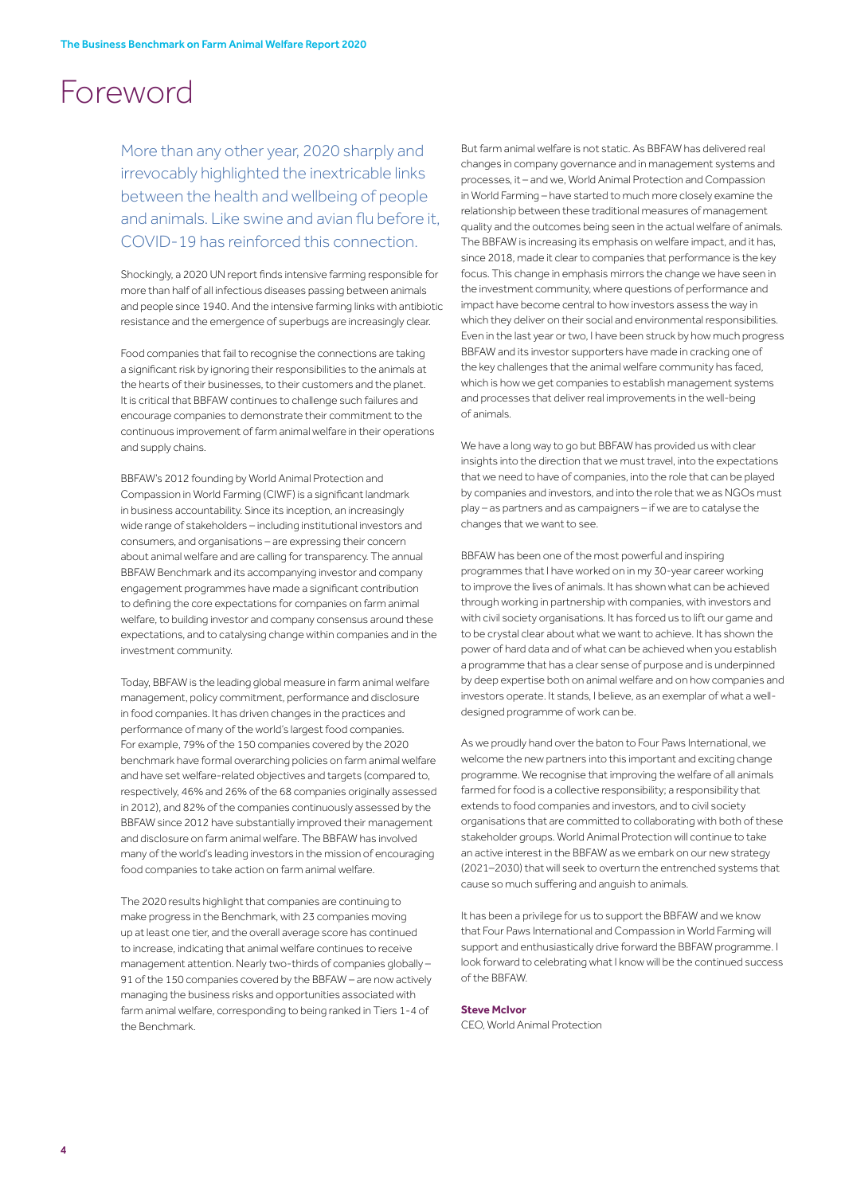# Foreword

More than any other year, 2020 sharply and irrevocably highlighted the inextricable links between the health and wellbeing of people and animals. Like swine and avian flu before it, COVID-19 has reinforced this connection.

Shockingly, a 2020 UN report finds intensive farming responsible for more than half of all infectious diseases passing between animals and people since 1940. And the intensive farming links with antibiotic resistance and the emergence of superbugs are increasingly clear.

Food companies that fail to recognise the connections are taking a significant risk by ignoring their responsibilities to the animals at the hearts of their businesses, to their customers and the planet. It is critical that BBFAW continues to challenge such failures and encourage companies to demonstrate their commitment to the continuous improvement of farm animal welfare in their operations and supply chains.

BBFAW's 2012 founding by World Animal Protection and Compassion in World Farming (CIWF) is a significant landmark in business accountability. Since its inception, an increasingly wide range of stakeholders – including institutional investors and consumers, and organisations – are expressing their concern about animal welfare and are calling for transparency. The annual BBFAW Benchmark and its accompanying investor and company engagement programmes have made a significant contribution to defining the core expectations for companies on farm animal welfare, to building investor and company consensus around these expectations, and to catalysing change within companies and in the investment community.

Today, BBFAW is the leading global measure in farm animal welfare management, policy commitment, performance and disclosure in food companies. It has driven changes in the practices and performance of many of the world's largest food companies. For example, 79% of the 150 companies covered by the 2020 benchmark have formal overarching policies on farm animal welfare and have set welfare-related objectives and targets (compared to, respectively, 46% and 26% of the 68 companies originally assessed in 2012), and 82% of the companies continuously assessed by the BBFAW since 2012 have substantially improved their management and disclosure on farm animal welfare. The BBFAW has involved many of the world's leading investors in the mission of encouraging food companies to take action on farm animal welfare.

The 2020 results highlight that companies are continuing to make progress in the Benchmark, with 23 companies moving up at least one tier, and the overall average score has continued to increase, indicating that animal welfare continues to receive management attention. Nearly two-thirds of companies globally – 91 of the 150 companies covered by the BBFAW – are now actively managing the business risks and opportunities associated with farm animal welfare, corresponding to being ranked in Tiers 1-4 of the Benchmark.

But farm animal welfare is not static. As BBFAW has delivered real changes in company governance and in management systems and processes, it – and we, World Animal Protection and Compassion in World Farming – have started to much more closely examine the relationship between these traditional measures of management quality and the outcomes being seen in the actual welfare of animals. The BBFAW is increasing its emphasis on welfare impact, and it has, since 2018, made it clear to companies that performance is the key focus. This change in emphasis mirrors the change we have seen in the investment community, where questions of performance and impact have become central to how investors assess the way in which they deliver on their social and environmental responsibilities. Even in the last year or two, I have been struck by how much progress BBFAW and its investor supporters have made in cracking one of the key challenges that the animal welfare community has faced, which is how we get companies to establish management systems and processes that deliver real improvements in the well-being of animals.

We have a long way to go but BBFAW has provided us with clear insights into the direction that we must travel, into the expectations that we need to have of companies, into the role that can be played by companies and investors, and into the role that we as NGOs must play – as partners and as campaigners – if we are to catalyse the changes that we want to see.

BBFAW has been one of the most powerful and inspiring programmes that I have worked on in my 30-year career working to improve the lives of animals. It has shown what can be achieved through working in partnership with companies, with investors and with civil society organisations. It has forced us to lift our game and to be crystal clear about what we want to achieve. It has shown the power of hard data and of what can be achieved when you establish a programme that has a clear sense of purpose and is underpinned by deep expertise both on animal welfare and on how companies and investors operate. It stands, I believe, as an exemplar of what a well-designed programme of work can be.

As we proudly hand over the baton to Four Paws International, we welcome the new partners into this important and exciting change programme. We recognise that improving the welfare of all animals farmed for food is a collective responsibility; a responsibility that extends to food companies and investors, and to civil society organisations that are committed to collaborating with both of these stakeholder groups. World Animal Protection will continue to take an active interest in the BBFAW as we embark on our new strategy (2021–2030) that will seek to overturn the entrenched systems that cause so much suffering and anguish to animals.

It has been a privilege for us to support the BBFAW and we know that Four Paws International and Compassion in World Farming will support and enthusiastically drive forward the BBFAW programme. I look forward to celebrating what I know will be the continued success of the BBFAW.

**Steve McIvor**
CEO, World Animal Protection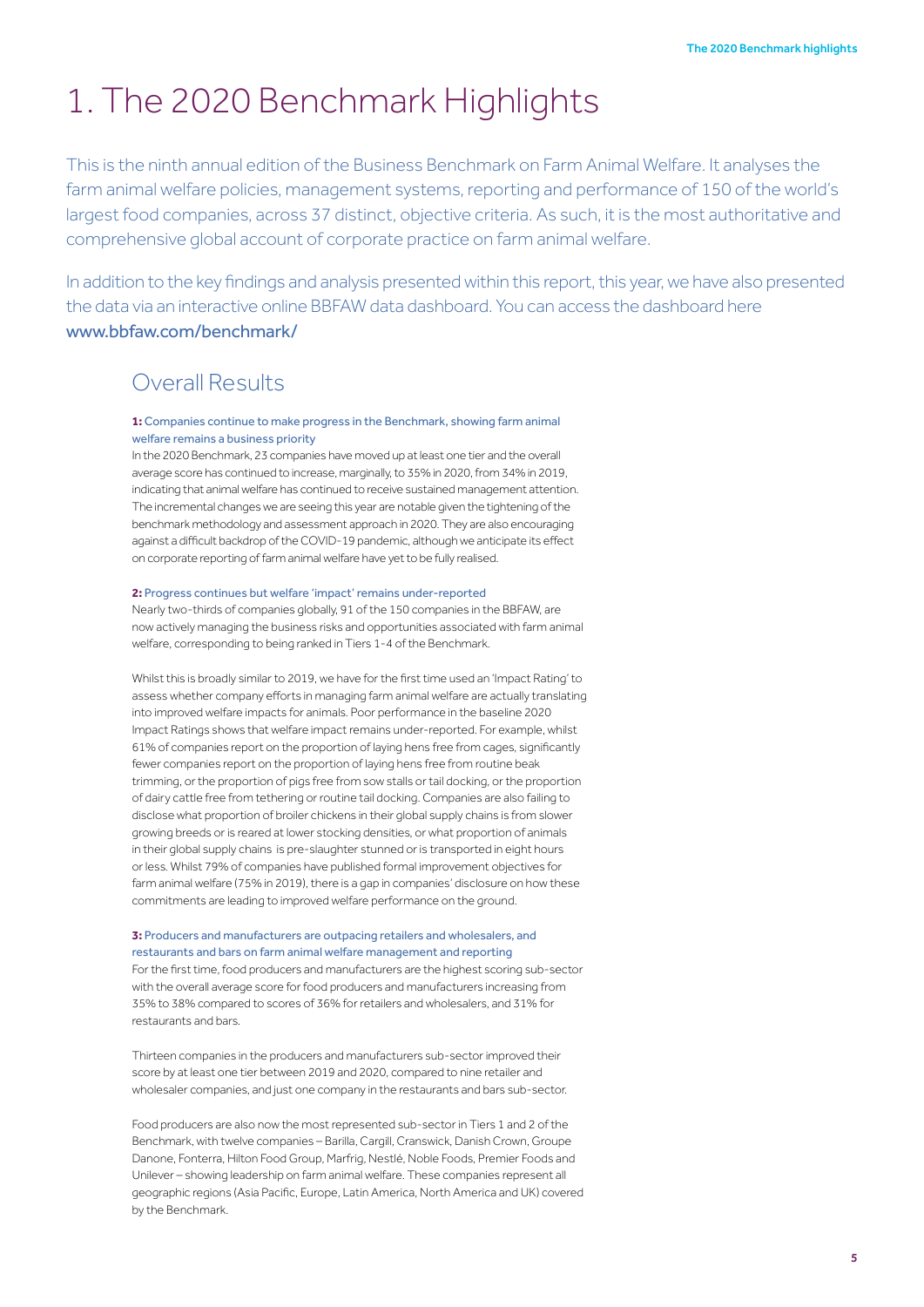# 1. The 2020 Benchmark Highlights

This is the ninth annual edition of the Business Benchmark on Farm Animal Welfare. It analyses the farm animal welfare policies, management systems, reporting and performance of 150 of the world's largest food companies, across 37 distinct, objective criteria. As such, it is the most authoritative and comprehensive global account of corporate practice on farm animal welfare.

In addition to the key findings and analysis presented within this report, this year, we have also presented the data via an interactive online BBFAW data dashboard. You can access the dashboard here www.bbfaw.com/benchmark/

## Overall Results

**1:** Companies continue to make progress in the Benchmark, showing farm animal welfare remains a business priority

In the 2020 Benchmark, 23 companies have moved up at least one tier and the overall average score has continued to increase, marginally, to 35% in 2020, from 34% in 2019, indicating that animal welfare has continued to receive sustained management attention. The incremental changes we are seeing this year are notable given the tightening of the benchmark methodology and assessment approach in 2020. They are also encouraging against a difficult backdrop of the COVID-19 pandemic, although we anticipate its effect on corporate reporting of farm animal welfare have yet to be fully realised.

**2:** Progress continues but welfare 'impact' remains under-reported

Nearly two-thirds of companies globally, 91 of the 150 companies in the BBFAW, are now actively managing the business risks and opportunities associated with farm animal welfare, corresponding to being ranked in Tiers 1-4 of the Benchmark.

Whilst this is broadly similar to 2019, we have for the first time used an 'Impact Rating' to assess whether company efforts in managing farm animal welfare are actually translating into improved welfare impacts for animals. Poor performance in the baseline 2020 Impact Ratings shows that welfare impact remains under-reported. For example, whilst 61% of companies report on the proportion of laying hens free from cages, significantly fewer companies report on the proportion of laying hens free from routine beak trimming, or the proportion of pigs free from sow stalls or tail docking, or the proportion of dairy cattle free from tethering or routine tail docking. Companies are also failing to disclose what proportion of broiler chickens in their global supply chains is from slower growing breeds or is reared at lower stocking densities, or what proportion of animals in their global supply chains is pre-slaughter stunned or is transported in eight hours or less. Whilst 79% of companies have published formal improvement objectives for farm animal welfare (75% in 2019), there is a gap in companies' disclosure on how these commitments are leading to improved welfare performance on the ground.

**3:** Producers and manufacturers are outpacing retailers and wholesalers, and restaurants and bars on farm animal welfare management and reporting

For the first time, food producers and manufacturers are the highest scoring sub-sector with the overall average score for food producers and manufacturers increasing from 35% to 38% compared to scores of 36% for retailers and wholesalers, and 31% for restaurants and bars.

Thirteen companies in the producers and manufacturers sub-sector improved their score by at least one tier between 2019 and 2020, compared to nine retailer and wholesaler companies, and just one company in the restaurants and bars sub-sector.

Food producers are also now the most represented sub-sector in Tiers 1 and 2 of the Benchmark, with twelve companies – Barilla, Cargill, Cranswick, Danish Crown, Groupe Danone, Fonterra, Hilton Food Group, Marfrig, Nestlé, Noble Foods, Premier Foods and Unilever – showing leadership on farm animal welfare. These companies represent all geographic regions (Asia Pacific, Europe, Latin America, North America and UK) covered by the Benchmark.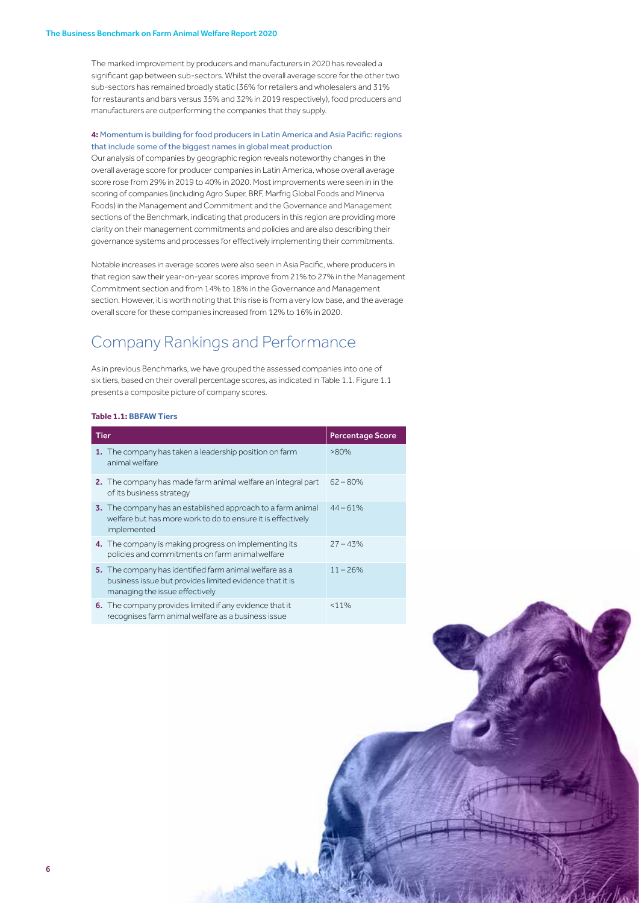The marked improvement by producers and manufacturers in 2020 has revealed a significant gap between sub-sectors. Whilst the overall average score for the other two sub-sectors has remained broadly static (36% for retailers and wholesalers and 31% for restaurants and bars versus 35% and 32% in 2019 respectively), food producers and manufacturers are outperforming the companies that they supply.

**4:** Momentum is building for food producers in Latin America and Asia Pacific: regions that include some of the biggest names in global meat production

Our analysis of companies by geographic region reveals noteworthy changes in the overall average score for producer companies in Latin America, whose overall average score rose from 29% in 2019 to 40% in 2020. Most improvements were seen in in the scoring of companies (including Agro Super, BRF, Marfrig Global Foods and Minerva Foods) in the Management and Commitment and the Governance and Management sections of the Benchmark, indicating that producers in this region are providing more clarity on their management commitments and policies and are also describing their governance systems and processes for effectively implementing their commitments.

Notable increases in average scores were also seen in Asia Pacific, where producers in that region saw their year-on-year scores improve from 21% to 27% in the Management Commitment section and from 14% to 18% in the Governance and Management section. However, it is worth noting that this rise is from a very low base, and the average overall score for these companies increased from 12% to 16% in 2020.

# Company Rankings and Performance

As in previous Benchmarks, we have grouped the assessed companies into one of six tiers, based on their overall percentage scores, as indicated in Table 1.1. Figure 1.1 presents a composite picture of company scores.

**Table 1.1: BBFAW Tiers**

| Tier | Percentage Score |
|---|---|
| **1.** The company has taken a leadership position on farm animal welfare | >80% |
| **2.** The company has made farm animal welfare an integral part of its business strategy | 62 – 80% |
| **3.** The company has an established approach to a farm animal welfare but has more work to do to ensure it is effectively implemented | 44 – 61% |
| **4.** The company is making progress on implementing its policies and commitments on farm animal welfare | 27 – 43% |
| **5.** The company has identified farm animal welfare as a business issue but provides limited evidence that it is managing the issue effectively | 11 – 26% |
| **6.** The company provides limited if any evidence that it recognises farm animal welfare as a business issue | <11% |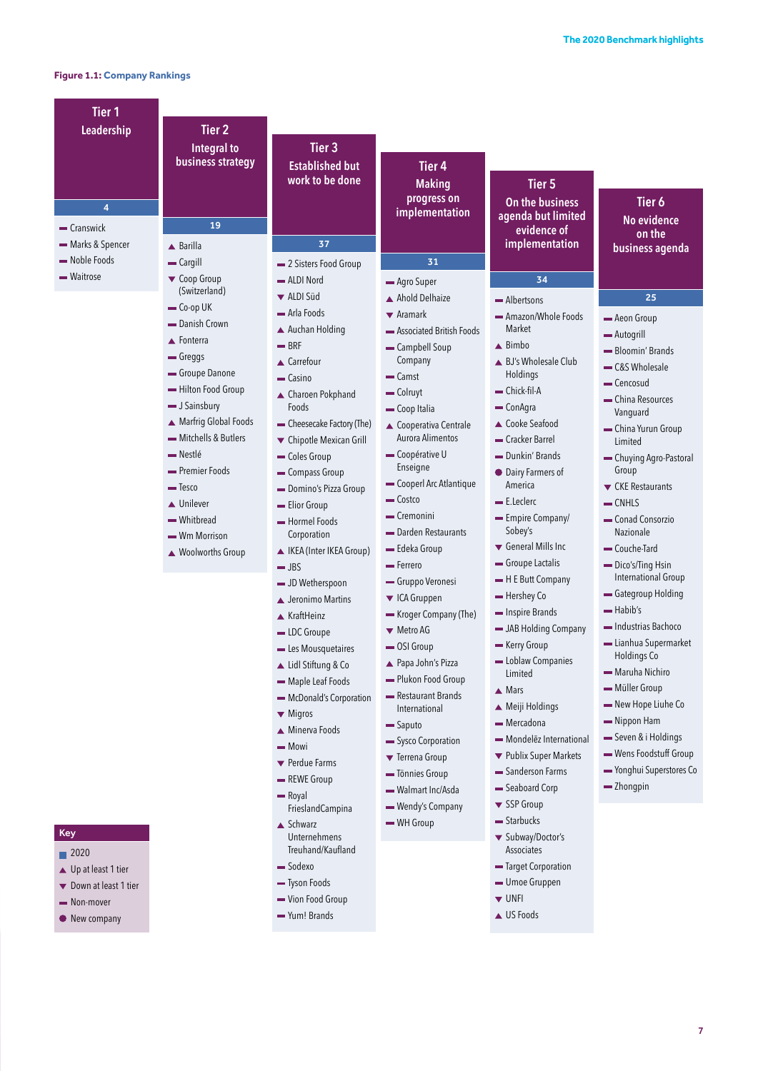**Figure 1.1: Company Rankings**

## Tier 1 – Leadership (4)

- ▬ Cranswick
- ▬ Marks & Spencer
- ▬ Noble Foods
- ▬ Waitrose

## Tier 2 – Integral to business strategy (19)

- ▲ Barilla
- ▬ Cargill
- ▼ Coop Group (Switzerland)
- ▬ Co-op UK
- ▬ Danish Crown
- ▲ Fonterra
- ▬ Greggs
- ▬ Groupe Danone
- ▬ Hilton Food Group
- ▬ J Sainsbury
- ▲ Marfrig Global Foods
- ▬ Mitchells & Butlers
- ▬ Nestlé
- ▬ Premier Foods
- ▬ Tesco
- ▲ Unilever
- ▬ Whitbread
- ▬ Wm Morrison
- ▲ Woolworths Group

## Tier 3 – Established but work to be done (37)

- ▬ 2 Sisters Food Group
- ▬ ALDI Nord
- ▼ ALDI Süd
- ▬ Arla Foods
- ▲ Auchan Holding
- ▬ BRF
- ▲ Carrefour
- ▬ Casino
- ▲ Charoen Pokphand Foods
- ▬ Cheesecake Factory (The)
- ▼ Chipotle Mexican Grill
- ▬ Coles Group
- ▬ Compass Group
- ▬ Domino's Pizza Group
- ▬ Elior Group
- ▬ Hormel Foods Corporation
- ▲ IKEA (Inter IKEA Group)
- ▬ JBS
- ▬ JD Wetherspoon
- ▲ Jeronimo Martins
- ▲ KraftHeinz
- ▬ LDC Groupe
- ▬ Les Mousquetaires
- ▲ Lidl Stiftung & Co
- ▬ Maple Leaf Foods
- ▬ McDonald's Corporation
- ▼ Migros
- ▲ Minerva Foods
- ▬ Mowi
- ▼ Perdue Farms
- ▬ REWE Group
- ▬ Royal FrieslandCampina
- ▲ Schwarz Unternehmens Treuhand/Kaufland
- ▬ Sodexo
- ▬ Tyson Foods
- ▬ Vion Food Group
- ▬ Yum! Brands

## Tier 4 – Making progress on implementation (31)

- ▬ Agro Super
- ▲ Ahold Delhaize
- ▼ Aramark
- ▬ Associated British Foods
- ▬ Campbell Soup Company
- ▬ Camst
- ▬ Colruyt
- ▬ Coop Italia
- ▲ Cooperativa Centrale Aurora Alimentos
- ▬ Coopérative U Enseigne
- ▬ Cooperl Arc Atlantique
- ▬ Costco
- ▬ Cremonini
- ▬ Darden Restaurants
- ▬ Edeka Group
- ▬ Ferrero
- ▬ Gruppo Veronesi
- ▼ ICA Gruppen
- ▬ Kroger Company (The)
- ▼ Metro AG
- ▬ OSI Group
- ▲ Papa John's Pizza
- ▬ Plukon Food Group
- ▬ Restaurant Brands International
- ▬ Saputo
- ▬ Sysco Corporation
- ▼ Terrena Group
- ▬ Tönnies Group
- ▬ Walmart Inc/Asda
- ▬ Wendy's Company
- ▬ WH Group

## Tier 5 – On the business agenda but limited evidence of implementation (34)

- ▬ Albertsons
- ▬ Amazon/Whole Foods Market
- ▲ Bimbo
- ▲ BJ's Wholesale Club Holdings
- ▬ Chick-fil-A
- ▬ ConAgra
- ▲ Cooke Seafood
- ▬ Cracker Barrel
- ▬ Dunkin' Brands
- ● Dairy Farmers of America
- ▬ E.Leclerc
- ▬ Empire Company/ Sobey's
- ▼ General Mills Inc
- ▬ Groupe Lactalis
- ▬ H E Butt Company
- ▬ Hershey Co
- ▬ Inspire Brands
- ▬ JAB Holding Company
- ▬ Kerry Group
- ▬ Loblaw Companies Limited
- ▲ Mars
- ▲ Meiji Holdings
- ▬ Mercadona
- ▬ Mondelēz International
- ▼ Publix Super Markets
- ▬ Sanderson Farms
- ▬ Seaboard Corp
- ▼ SSP Group
- ▬ Starbucks
- ▼ Subway/Doctor's Associates
- ▬ Target Corporation
- ▬ Umoe Gruppen
- ▼ UNFI
- ▲ US Foods

## Tier 6 – No evidence on the business agenda (25)

- ▬ Aeon Group
- ▬ Autogrill
- ▬ Bloomin' Brands
- ▬ C&S Wholesale
- ▬ Cencosud
- ▬ China Resources Vanguard
- ▬ China Yurun Group Limited
- ▬ Chuying Agro-Pastoral Group
- ▼ CKE Restaurants
- ▬ CNHLS
- ▬ Conad Consorzio Nazionale
- ▬ Couche-Tard
- ▬ Dico's/Ting Hsin International Group
- ▬ Gategroup Holding
- ▬ Habib's
- ▬ Industrias Bachoco
- ▬ Lianhua Supermarket Holdings Co
- ▬ Maruha Nichiro
- ▬ Müller Group
- ▬ New Hope Liuhe Co
- ▬ Nippon Ham
- ▬ Seven & i Holdings
- ▬ Wens Foodstuff Group
- ▬ Yonghui Superstores Co
- ▬ Zhongpin

**Key**

- ■ 2020
- ▲ Up at least 1 tier
- ▼ Down at least 1 tier
- ▬ Non-mover
- ● New company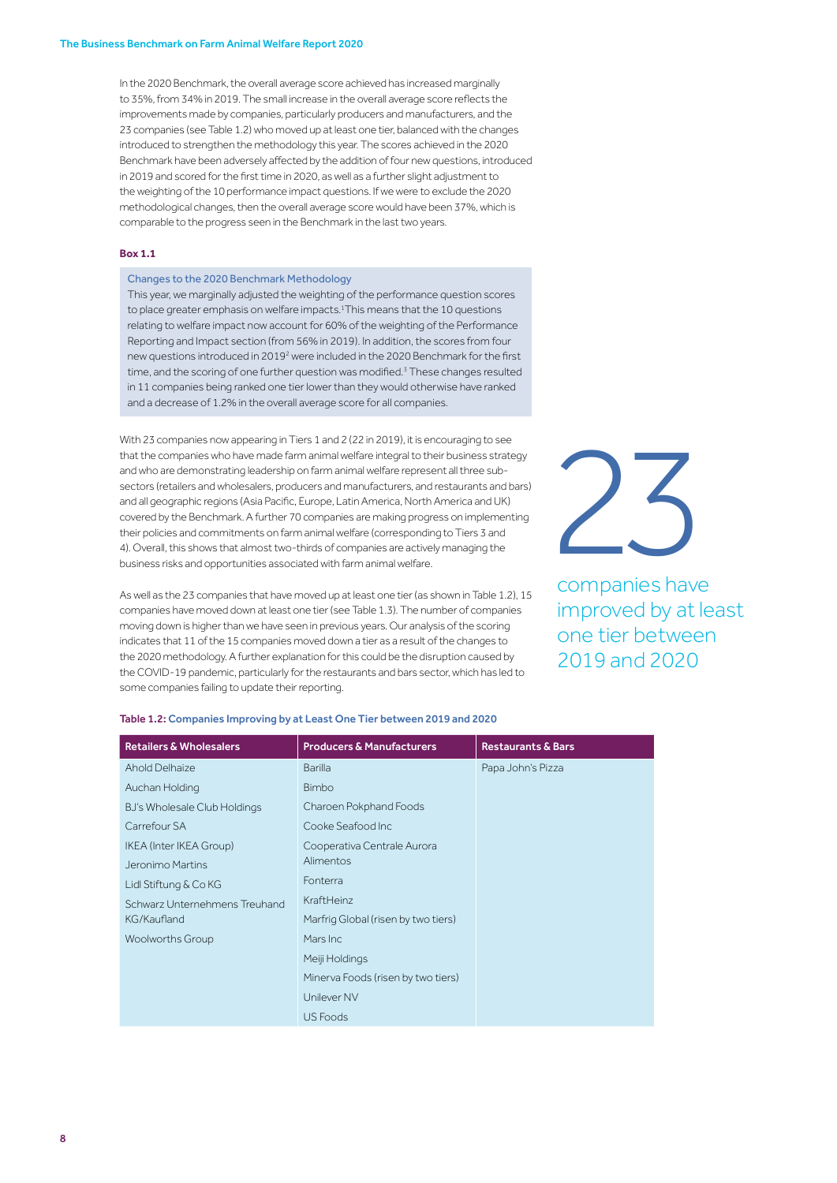In the 2020 Benchmark, the overall average score achieved has increased marginally to 35%, from 34% in 2019. The small increase in the overall average score reflects the improvements made by companies, particularly producers and manufacturers, and the 23 companies (see Table 1.2) who moved up at least one tier, balanced with the changes introduced to strengthen the methodology this year. The scores achieved in the 2020 Benchmark have been adversely affected by the addition of four new questions, introduced in 2019 and scored for the first time in 2020, as well as a further slight adjustment to the weighting of the 10 performance impact questions. If we were to exclude the 2020 methodological changes, then the overall average score would have been 37%, which is comparable to the progress seen in the Benchmark in the last two years.

**Box 1.1**

Changes to the 2020 Benchmark Methodology

This year, we marginally adjusted the weighting of the performance question scores to place greater emphasis on welfare impacts.[1] This means that the 10 questions relating to welfare impact now account for 60% of the weighting of the Performance Reporting and Impact section (from 56% in 2019). In addition, the scores from four new questions introduced in 2019[2] were included in the 2020 Benchmark for the first time, and the scoring of one further question was modified.[3] These changes resulted in 11 companies being ranked one tier lower than they would otherwise have ranked and a decrease of 1.2% in the overall average score for all companies.

With 23 companies now appearing in Tiers 1 and 2 (22 in 2019), it is encouraging to see that the companies who have made farm animal welfare integral to their business strategy and who are demonstrating leadership on farm animal welfare represent all three sub-sectors (retailers and wholesalers, producers and manufacturers, and restaurants and bars) and all geographic regions (Asia Pacific, Europe, Latin America, North America and UK) covered by the Benchmark. A further 70 companies are making progress on implementing their policies and commitments on farm animal welfare (corresponding to Tiers 3 and 4). Overall, this shows that almost two-thirds of companies are actively managing the business risks and opportunities associated with farm animal welfare.

As well as the 23 companies that have moved up at least one tier (as shown in Table 1.2), 15 companies have moved down at least one tier (see Table 1.3). The number of companies moving down is higher than we have seen in previous years. Our analysis of the scoring indicates that 11 of the 15 companies moved down a tier as a result of the changes to the 2020 methodology. A further explanation for this could be the disruption caused by the COVID-19 pandemic, particularly for the restaurants and bars sector, which has led to some companies failing to update their reporting.

23

companies have improved by at least one tier between 2019 and 2020

**Table 1.2:** Companies Improving by at Least One Tier between 2019 and 2020

| Retailers & Wholesalers | Producers & Manufacturers | Restaurants & Bars |
|---|---|---|
| Ahold Delhaize | Barilla | Papa John's Pizza |
| Auchan Holding | Bimbo | |
| BJ's Wholesale Club Holdings | Charoen Pokphand Foods | |
| Carrefour SA | Cooke Seafood Inc | |
| IKEA (Inter IKEA Group) | Cooperativa Centrale Aurora Alimentos | |
| Jeronimo Martins | Fonterra | |
| Lidl Stiftung & Co KG | KraftHeinz | |
| Schwarz Unternehmens Treuhand KG/Kaufland | Marfrig Global (risen by two tiers) | |
| Woolworths Group | Mars Inc | |
| | Meiji Holdings | |
| | Minerva Foods (risen by two tiers) | |
| | Unilever NV | |
| | US Foods | |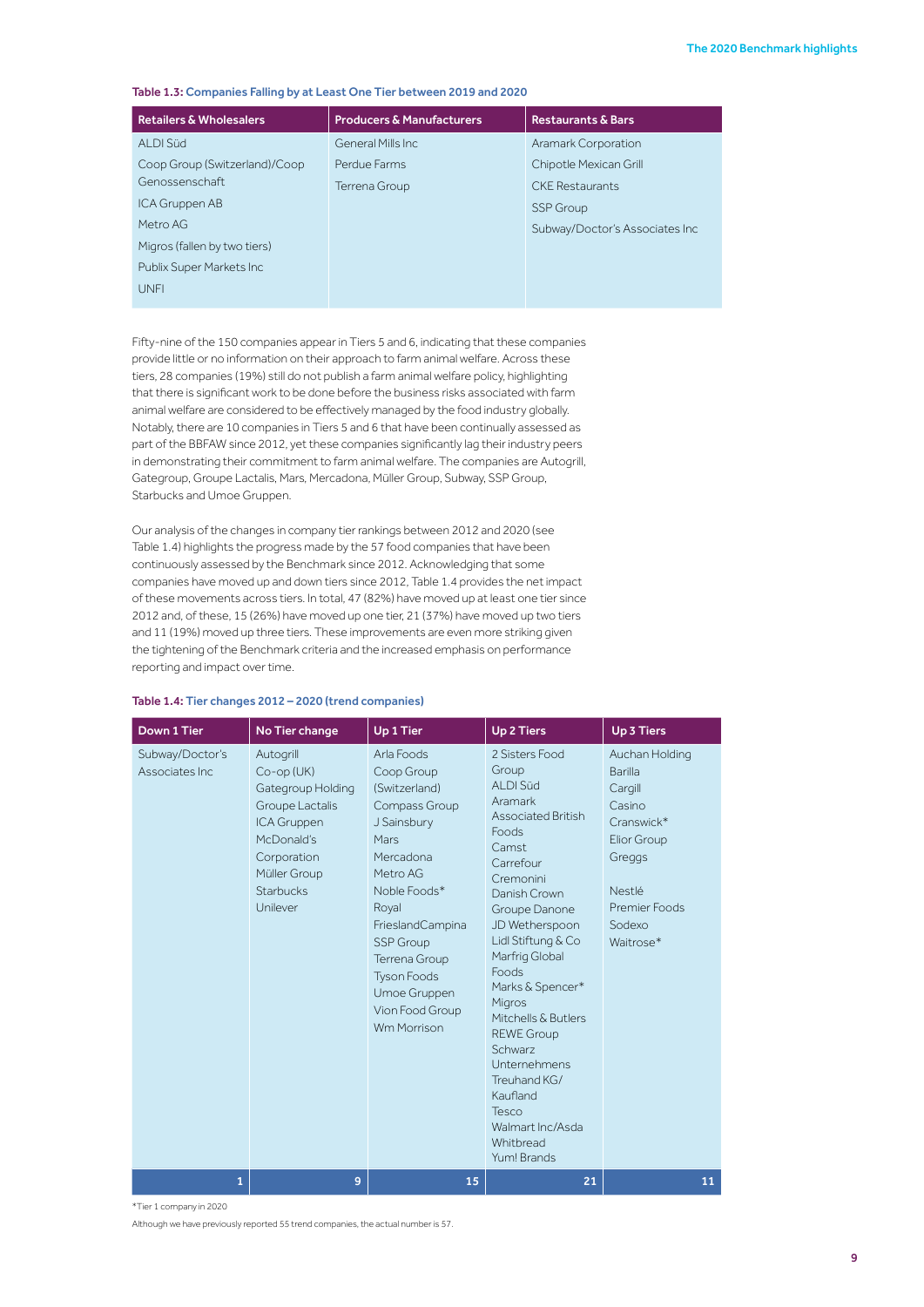**Table 1.3:** Companies Falling by at Least One Tier between 2019 and 2020

| Retailers & Wholesalers | Producers & Manufacturers | Restaurants & Bars |
|---|---|---|
| ALDI Süd | General Mills Inc | Aramark Corporation |
| Coop Group (Switzerland)/Coop Genossenschaft | Perdue Farms | Chipotle Mexican Grill |
| ICA Gruppen AB | Terrena Group | CKE Restaurants |
| Metro AG | | SSP Group |
| Migros (fallen by two tiers) | | Subway/Doctor's Associates Inc |
| Publix Super Markets Inc | | |
| UNFI | | |

Fifty-nine of the 150 companies appear in Tiers 5 and 6, indicating that these companies provide little or no information on their approach to farm animal welfare. Across these tiers, 28 companies (19%) still do not publish a farm animal welfare policy, highlighting that there is significant work to be done before the business risks associated with farm animal welfare are considered to be effectively managed by the food industry globally. Notably, there are 10 companies in Tiers 5 and 6 that have been continually assessed as part of the BBFAW since 2012, yet these companies significantly lag their industry peers in demonstrating their commitment to farm animal welfare. The companies are Autogrill, Gategroup, Groupe Lactalis, Mars, Mercadona, Müller Group, Subway, SSP Group, Starbucks and Umoe Gruppen.

Our analysis of the changes in company tier rankings between 2012 and 2020 (see Table 1.4) highlights the progress made by the 57 food companies that have been continuously assessed by the Benchmark since 2012. Acknowledging that some companies have moved up and down tiers since 2012, Table 1.4 provides the net impact of these movements across tiers. In total, 47 (82%) have moved up at least one tier since 2012 and, of these, 15 (26%) have moved up one tier, 21 (37%) have moved up two tiers and 11 (19%) moved up three tiers. These improvements are even more striking given the tightening of the Benchmark criteria and the increased emphasis on performance reporting and impact over time.

**Table 1.4:** Tier changes 2012 – 2020 (trend companies)

| Down 1 Tier | No Tier change | Up 1 Tier | Up 2 Tiers | Up 3 Tiers |
|---|---|---|---|---|
| Subway/Doctor's Associates Inc | Autogrill | Arla Foods | 2 Sisters Food Group | Auchan Holding |
| | Co-op (UK) | Coop Group (Switzerland) | ALDI Süd | Barilla |
| | Gategroup Holding | Compass Group | Aramark | Cargill |
| | Groupe Lactalis | J Sainsbury | Associated British Foods | Casino |
| | ICA Gruppen | Mars | Camst | Cranswick* |
| | McDonald's Corporation | Mercadona | Carrefour | Elior Group |
| | Müller Group | Metro AG | Cremonini | Greggs |
| | Starbucks | Noble Foods* | Danish Crown | Nestlé |
| | Unilever | Royal FrieslandCampina | Groupe Danone | Premier Foods |
| | | SSP Group | JD Wetherspoon | Sodexo |
| | | Terrena Group | Lidl Stiftung & Co | Waitrose* |
| | | Tyson Foods | Marfrig Global Foods | |
| | | Umoe Gruppen | Marks & Spencer* | |
| | | Vion Food Group | Migros | |
| | | Wm Morrison | Mitchells & Butlers | |
| | | | REWE Group | |
| | | | Schwarz Unternehmens Treuhand KG/ Kaufland | |
| | | | Tesco | |
| | | | Walmart Inc/Asda | |
| | | | Whitbread | |
| | | | Yum! Brands | |
| 1 | 9 | 15 | 21 | 11 |

*Tier 1 company in 2020

Although we have previously reported 55 trend companies, the actual number is 57.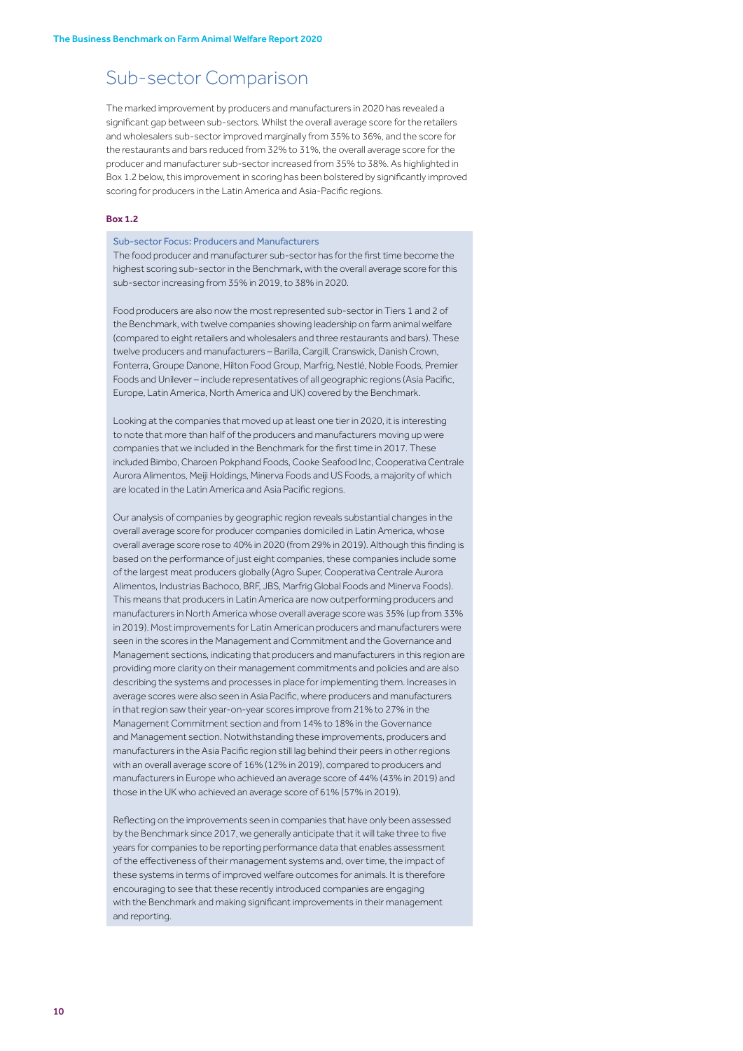# Sub-sector Comparison

The marked improvement by producers and manufacturers in 2020 has revealed a significant gap between sub-sectors. Whilst the overall average score for the retailers and wholesalers sub-sector improved marginally from 35% to 36%, and the score for the restaurants and bars reduced from 32% to 31%, the overall average score for the producer and manufacturer sub-sector increased from 35% to 38%. As highlighted in Box 1.2 below, this improvement in scoring has been bolstered by significantly improved scoring for producers in the Latin America and Asia-Pacific regions.

**Box 1.2**

### Sub-sector Focus: Producers and Manufacturers

The food producer and manufacturer sub-sector has for the first time become the highest scoring sub-sector in the Benchmark, with the overall average score for this sub-sector increasing from 35% in 2019, to 38% in 2020.

Food producers are also now the most represented sub-sector in Tiers 1 and 2 of the Benchmark, with twelve companies showing leadership on farm animal welfare (compared to eight retailers and wholesalers and three restaurants and bars). These twelve producers and manufacturers – Barilla, Cargill, Cranswick, Danish Crown, Fonterra, Groupe Danone, Hilton Food Group, Marfrig, Nestlé, Noble Foods, Premier Foods and Unilever – include representatives of all geographic regions (Asia Pacific, Europe, Latin America, North America and UK) covered by the Benchmark.

Looking at the companies that moved up at least one tier in 2020, it is interesting to note that more than half of the producers and manufacturers moving up were companies that we included in the Benchmark for the first time in 2017. These included Bimbo, Charoen Pokphand Foods, Cooke Seafood Inc, Cooperativa Centrale Aurora Alimentos, Meiji Holdings, Minerva Foods and US Foods, a majority of which are located in the Latin America and Asia Pacific regions.

Our analysis of companies by geographic region reveals substantial changes in the overall average score for producer companies domiciled in Latin America, whose overall average score rose to 40% in 2020 (from 29% in 2019). Although this finding is based on the performance of just eight companies, these companies include some of the largest meat producers globally (Agro Super, Cooperativa Centrale Aurora Alimentos, Industrias Bachoco, BRF, JBS, Marfrig Global Foods and Minerva Foods). This means that producers in Latin America are now outperforming producers and manufacturers in North America whose overall average score was 35% (up from 33% in 2019). Most improvements for Latin American producers and manufacturers were seen in the scores in the Management and Commitment and the Governance and Management sections, indicating that producers and manufacturers in this region are providing more clarity on their management commitments and policies and are also describing the systems and processes in place for implementing them. Increases in average scores were also seen in Asia Pacific, where producers and manufacturers in that region saw their year-on-year scores improve from 21% to 27% in the Management Commitment section and from 14% to 18% in the Governance and Management section. Notwithstanding these improvements, producers and manufacturers in the Asia Pacific region still lag behind their peers in other regions with an overall average score of 16% (12% in 2019), compared to producers and manufacturers in Europe who achieved an average score of 44% (43% in 2019) and those in the UK who achieved an average score of 61% (57% in 2019).

Reflecting on the improvements seen in companies that have only been assessed by the Benchmark since 2017, we generally anticipate that it will take three to five years for companies to be reporting performance data that enables assessment of the effectiveness of their management systems and, over time, the impact of these systems in terms of improved welfare outcomes for animals. It is therefore encouraging to see that these recently introduced companies are engaging with the Benchmark and making significant improvements in their management and reporting.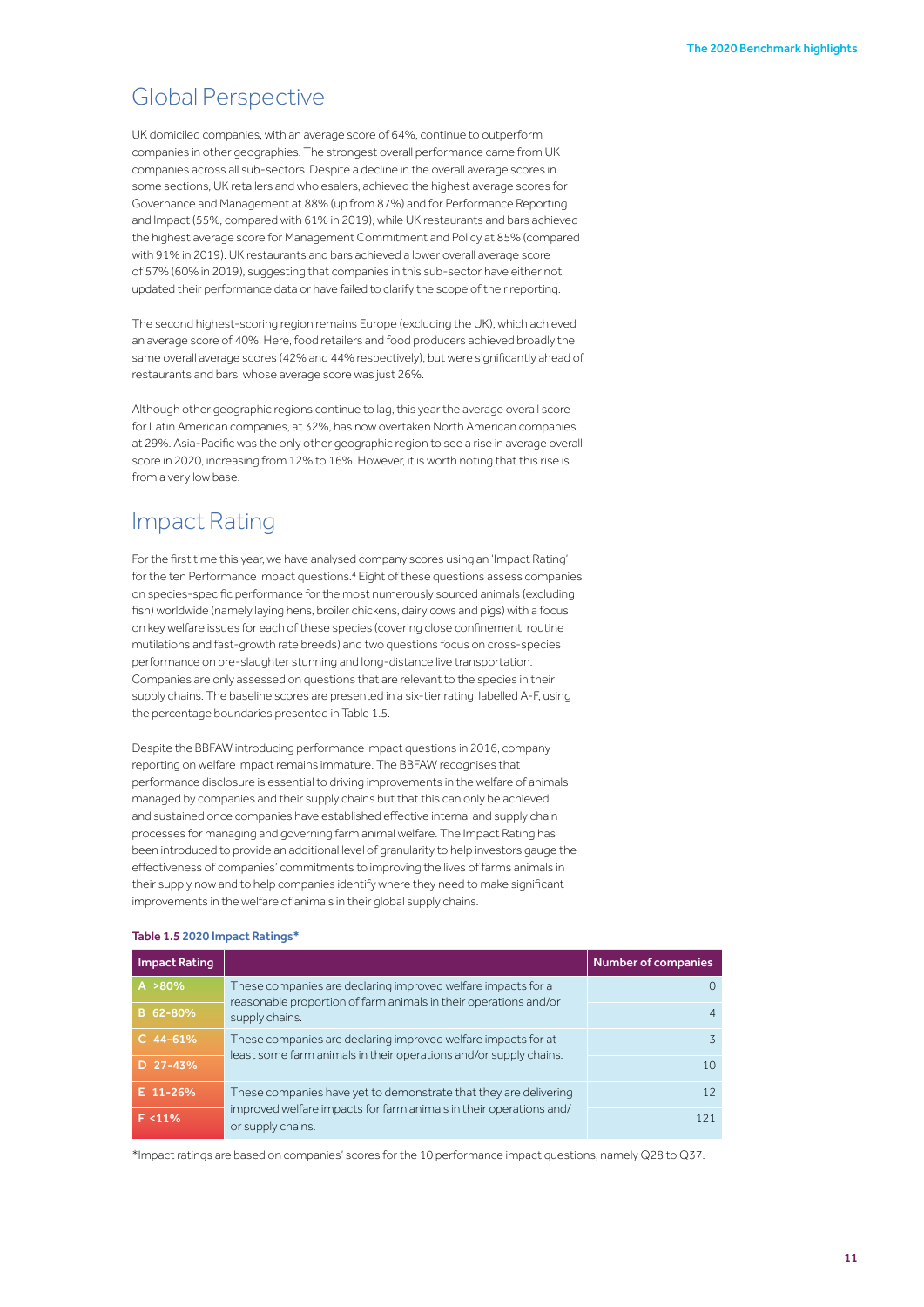## Global Perspective

UK domiciled companies, with an average score of 64%, continue to outperform companies in other geographies. The strongest overall performance came from UK companies across all sub-sectors. Despite a decline in the overall average scores in some sections, UK retailers and wholesalers, achieved the highest average scores for Governance and Management at 88% (up from 87%) and for Performance Reporting and Impact (55%, compared with 61% in 2019), while UK restaurants and bars achieved the highest average score for Management Commitment and Policy at 85% (compared with 91% in 2019). UK restaurants and bars achieved a lower overall average score of 57% (60% in 2019), suggesting that companies in this sub-sector have either not updated their performance data or have failed to clarify the scope of their reporting.

The second highest-scoring region remains Europe (excluding the UK), which achieved an average score of 40%. Here, food retailers and food producers achieved broadly the same overall average scores (42% and 44% respectively), but were significantly ahead of restaurants and bars, whose average score was just 26%.

Although other geographic regions continue to lag, this year the average overall score for Latin American companies, at 32%, has now overtaken North American companies, at 29%. Asia-Pacific was the only other geographic region to see a rise in average overall score in 2020, increasing from 12% to 16%. However, it is worth noting that this rise is from a very low base.

## Impact Rating

For the first time this year, we have analysed company scores using an 'Impact Rating' for the ten Performance Impact questions.[4] Eight of these questions assess companies on species-specific performance for the most numerously sourced animals (excluding fish) worldwide (namely laying hens, broiler chickens, dairy cows and pigs) with a focus on key welfare issues for each of these species (covering close confinement, routine mutilations and fast-growth rate breeds) and two questions focus on cross-species performance on pre-slaughter stunning and long-distance live transportation. Companies are only assessed on questions that are relevant to the species in their supply chains. The baseline scores are presented in a six-tier rating, labelled A-F, using the percentage boundaries presented in Table 1.5.

Despite the BBFAW introducing performance impact questions in 2016, company reporting on welfare impact remains immature. The BBFAW recognises that performance disclosure is essential to driving improvements in the welfare of animals managed by companies and their supply chains but that this can only be achieved and sustained once companies have established effective internal and supply chain processes for managing and governing farm animal welfare. The Impact Rating has been introduced to provide an additional level of granularity to help investors gauge the effectiveness of companies' commitments to improving the lives of farms animals in their supply now and to help companies identify where they need to make significant improvements in the welfare of animals in their global supply chains.

**Table 1.5 2020 Impact Ratings***

| Impact Rating | | Number of companies |
|---|---|---|
| A >80% | These companies are declaring improved welfare impacts for a reasonable proportion of farm animals in their operations and/or supply chains. | 0 |
| B 62-80% | | 4 |
| C 44-61% | These companies are declaring improved welfare impacts for at least some farm animals in their operations and/or supply chains. | 3 |
| D 27-43% | | 10 |
| E 11-26% | These companies have yet to demonstrate that they are delivering improved welfare impacts for farm animals in their operations and/or supply chains. | 12 |
| F <11% | | 121 |

*Impact ratings are based on companies' scores for the 10 performance impact questions, namely Q28 to Q37.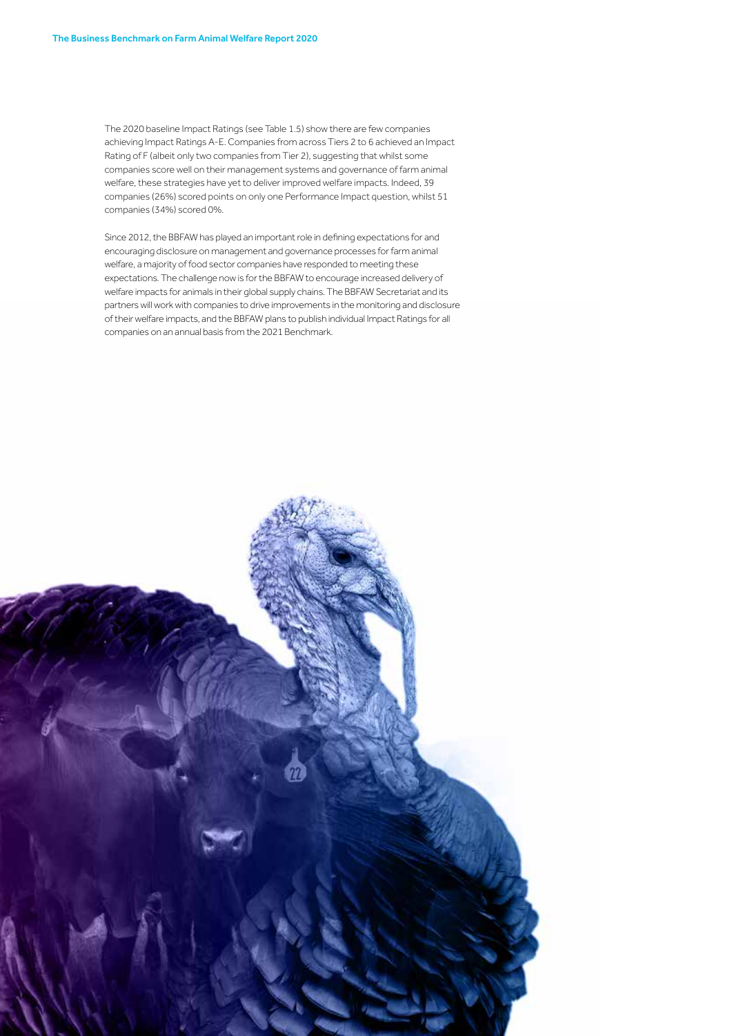The 2020 baseline Impact Ratings (see Table 1.5) show there are few companies achieving Impact Ratings A-E. Companies from across Tiers 2 to 6 achieved an Impact Rating of F (albeit only two companies from Tier 2), suggesting that whilst some companies score well on their management systems and governance of farm animal welfare, these strategies have yet to deliver improved welfare impacts. Indeed, 39 companies (26%) scored points on only one Performance Impact question, whilst 51 companies (34%) scored 0%.

Since 2012, the BBFAW has played an important role in defining expectations for and encouraging disclosure on management and governance processes for farm animal welfare, a majority of food sector companies have responded to meeting these expectations. The challenge now is for the BBFAW to encourage increased delivery of welfare impacts for animals in their global supply chains. The BBFAW Secretariat and its partners will work with companies to drive improvements in the monitoring and disclosure of their welfare impacts, and the BBFAW plans to publish individual Impact Ratings for all companies on an annual basis from the 2021 Benchmark.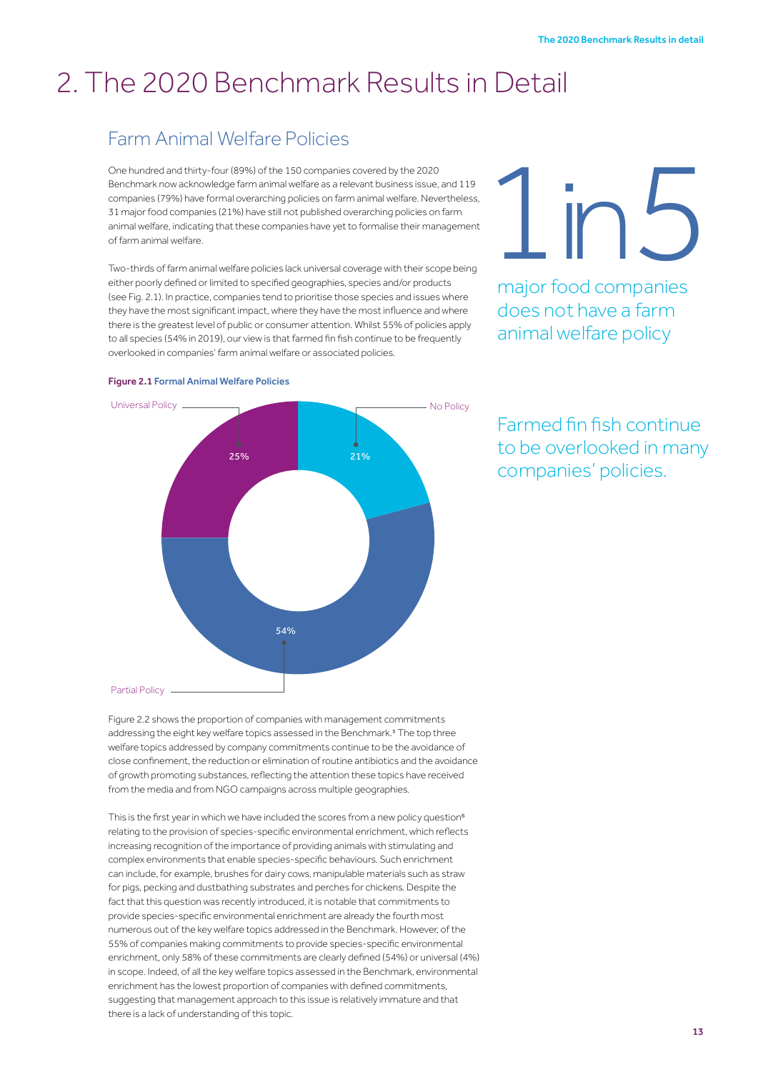# 2. The 2020 Benchmark Results in Detail

## Farm Animal Welfare Policies

One hundred and thirty-four (89%) of the 150 companies covered by the 2020 Benchmark now acknowledge farm animal welfare as a relevant business issue, and 119 companies (79%) have formal overarching policies on farm animal welfare. Nevertheless, 31 major food companies (21%) have still not published overarching policies on farm animal welfare, indicating that these companies have yet to formalise their management of farm animal welfare.

Two-thirds of farm animal welfare policies lack universal coverage with their scope being either poorly defined or limited to specified geographies, species and/or products (see Fig. 2.1). In practice, companies tend to prioritise those species and issues where they have the most significant impact, where they have the most influence and where there is the greatest level of public or consumer attention. Whilst 55% of policies apply to all species (54% in 2019), our view is that farmed fin fish continue to be frequently overlooked in companies' farm animal welfare or associated policies.

**1 in 5**

major food companies does not have a farm animal welfare policy

**Figure 2.1** Formal Animal Welfare Policies

| Policy | % |
|---|---|
| Universal Policy | 25% |
| No Policy | 21% |
| Partial Policy | 54% |

Farmed fin fish continue to be overlooked in many companies' policies.

Figure 2.2 shows the proportion of companies with management commitments addressing the eight key welfare topics assessed in the Benchmark.[5] The top three welfare topics addressed by company commitments continue to be the avoidance of close confinement, the reduction or elimination of routine antibiotics and the avoidance of growth promoting substances, reflecting the attention these topics have received from the media and from NGO campaigns across multiple geographies.

This is the first year in which we have included the scores from a new policy question[6] relating to the provision of species-specific environmental enrichment, which reflects increasing recognition of the importance of providing animals with stimulating and complex environments that enable species-specific behaviours. Such enrichment can include, for example, brushes for dairy cows, manipulable materials such as straw for pigs, pecking and dustbathing substrates and perches for chickens. Despite the fact that this question was recently introduced, it is notable that commitments to provide species-specific environmental enrichment are already the fourth most numerous out of the key welfare topics addressed in the Benchmark. However, of the 55% of companies making commitments to provide species-specific environmental enrichment, only 58% of these commitments are clearly defined (54%) or universal (4%) in scope. Indeed, of all the key welfare topics assessed in the Benchmark, environmental enrichment has the lowest proportion of companies with defined commitments, suggesting that management approach to this issue is relatively immature and that there is a lack of understanding of this topic.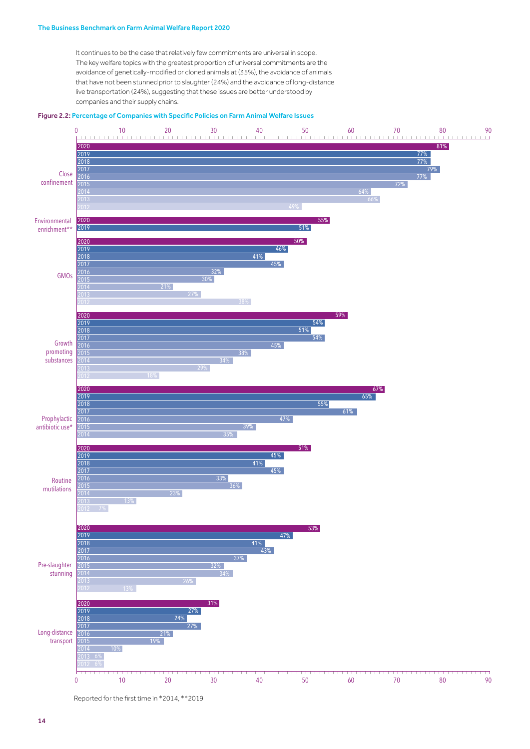It continues to be the case that relatively few commitments are universal in scope. The key welfare topics with the greatest proportion of universal commitments are the avoidance of genetically-modified or cloned animals at (35%), the avoidance of animals that have not been stunned prior to slaughter (24%) and the avoidance of long-distance live transportation (24%), suggesting that these issues are better understood by companies and their supply chains.

**Figure 2.2:** Percentage of Companies with Specific Policies on Farm Animal Welfare Issues

| | 2020 | 2019 | 2018 | 2017 | 2016 | 2015 | 2014 | 2013 | 2012 |
|---|---|---|---|---|---|---|---|---|---|
| Close confinement | 81% | 77% | 77% | 79% | 77% | 72% | 64% | 66% | 49% |
| Environmental enrichment** | 55% | 51% | | | | | | | |
| GMOs | 50% | 46% | 41% | 45% | 32% | 30% | 21% | 27% | 38% |
| Growth promoting substances | 59% | 54% | 51% | 54% | 45% | 38% | 34% | 29% | 18% |
| Prophylactic antibiotic use* | 67% | 65% | 55% | 61% | 47% | 39% | 35% | | |
| Routine mutilations | 51% | 45% | 41% | 45% | 33% | 36% | 23% | 13% | 7% |
| Pre-slaughter stunning | 53% | 47% | 41% | 43% | 37% | 32% | 34% | 26% | 13% |
| Long-distance transport | 31% | 27% | 24% | 27% | 21% | 19% | 10% | 6% | 6% |

Reported for the first time in *2014, **2019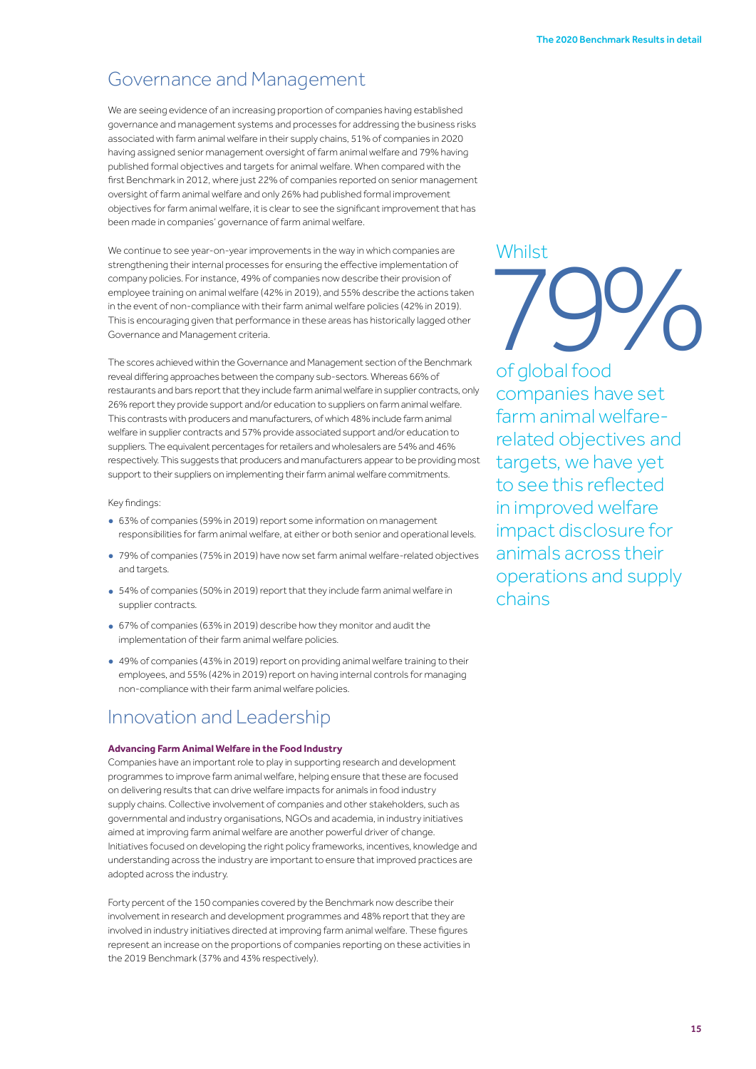## Governance and Management

We are seeing evidence of an increasing proportion of companies having established governance and management systems and processes for addressing the business risks associated with farm animal welfare in their supply chains, 51% of companies in 2020 having assigned senior management oversight of farm animal welfare and 79% having published formal objectives and targets for animal welfare. When compared with the first Benchmark in 2012, where just 22% of companies reported on senior management oversight of farm animal welfare and only 26% had published formal improvement objectives for farm animal welfare, it is clear to see the significant improvement that has been made in companies' governance of farm animal welfare.

We continue to see year-on-year improvements in the way in which companies are strengthening their internal processes for ensuring the effective implementation of company policies. For instance, 49% of companies now describe their provision of employee training on animal welfare (42% in 2019), and 55% describe the actions taken in the event of non-compliance with their farm animal welfare policies (42% in 2019). This is encouraging given that performance in these areas has historically lagged other Governance and Management criteria.

The scores achieved within the Governance and Management section of the Benchmark reveal differing approaches between the company sub-sectors. Whereas 66% of restaurants and bars report that they include farm animal welfare in supplier contracts, only 26% report they provide support and/or education to suppliers on farm animal welfare. This contrasts with producers and manufacturers, of which 48% include farm animal welfare in supplier contracts and 57% provide associated support and/or education to suppliers. The equivalent percentages for retailers and wholesalers are 54% and 46% respectively. This suggests that producers and manufacturers appear to be providing most support to their suppliers on implementing their farm animal welfare commitments.

Key findings:

- 63% of companies (59% in 2019) report some information on management responsibilities for farm animal welfare, at either or both senior and operational levels.
- 79% of companies (75% in 2019) have now set farm animal welfare-related objectives and targets.
- 54% of companies (50% in 2019) report that they include farm animal welfare in supplier contracts.
- 67% of companies (63% in 2019) describe how they monitor and audit the implementation of their farm animal welfare policies.
- 49% of companies (43% in 2019) report on providing animal welfare training to their employees, and 55% (42% in 2019) report on having internal controls for managing non-compliance with their farm animal welfare policies.

> Whilst **79%** of global food companies have set farm animal welfare-related objectives and targets, we have yet to see this reflected in improved welfare impact disclosure for animals across their operations and supply chains

## Innovation and Leadership

**Advancing Farm Animal Welfare in the Food Industry**

Companies have an important role to play in supporting research and development programmes to improve farm animal welfare, helping ensure that these are focused on delivering results that can drive welfare impacts for animals in food industry supply chains. Collective involvement of companies and other stakeholders, such as governmental and industry organisations, NGOs and academia, in industry initiatives aimed at improving farm animal welfare are another powerful driver of change. Initiatives focused on developing the right policy frameworks, incentives, knowledge and understanding across the industry are important to ensure that improved practices are adopted across the industry.

Forty percent of the 150 companies covered by the Benchmark now describe their involvement in research and development programmes and 48% report that they are involved in industry initiatives directed at improving farm animal welfare. These figures represent an increase on the proportions of companies reporting on these activities in the 2019 Benchmark (37% and 43% respectively).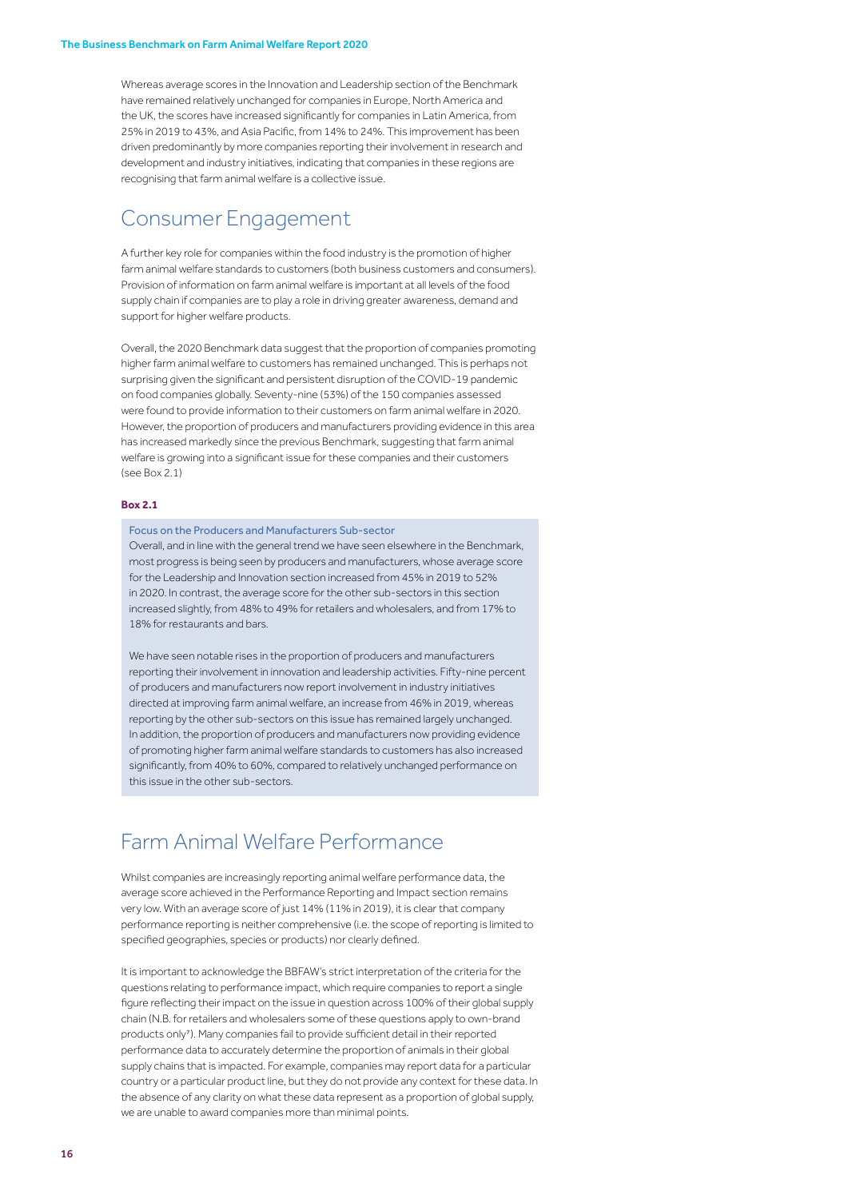Whereas average scores in the Innovation and Leadership section of the Benchmark have remained relatively unchanged for companies in Europe, North America and the UK, the scores have increased significantly for companies in Latin America, from 25% in 2019 to 43%, and Asia Pacific, from 14% to 24%. This improvement has been driven predominantly by more companies reporting their involvement in research and development and industry initiatives, indicating that companies in these regions are recognising that farm animal welfare is a collective issue.

## Consumer Engagement

A further key role for companies within the food industry is the promotion of higher farm animal welfare standards to customers (both business customers and consumers). Provision of information on farm animal welfare is important at all levels of the food supply chain if companies are to play a role in driving greater awareness, demand and support for higher welfare products.

Overall, the 2020 Benchmark data suggest that the proportion of companies promoting higher farm animal welfare to customers has remained unchanged. This is perhaps not surprising given the significant and persistent disruption of the COVID-19 pandemic on food companies globally. Seventy-nine (53%) of the 150 companies assessed were found to provide information to their customers on farm animal welfare in 2020. However, the proportion of producers and manufacturers providing evidence in this area has increased markedly since the previous Benchmark, suggesting that farm animal welfare is growing into a significant issue for these companies and their customers (see Box 2.1)

**Box 2.1**

Focus on the Producers and Manufacturers Sub-sector

Overall, and in line with the general trend we have seen elsewhere in the Benchmark, most progress is being seen by producers and manufacturers, whose average score for the Leadership and Innovation section increased from 45% in 2019 to 52% in 2020. In contrast, the average score for the other sub-sectors in this section increased slightly, from 48% to 49% for retailers and wholesalers, and from 17% to 18% for restaurants and bars.

We have seen notable rises in the proportion of producers and manufacturers reporting their involvement in innovation and leadership activities. Fifty-nine percent of producers and manufacturers now report involvement in industry initiatives directed at improving farm animal welfare, an increase from 46% in 2019, whereas reporting by the other sub-sectors on this issue has remained largely unchanged. In addition, the proportion of producers and manufacturers now providing evidence of promoting higher farm animal welfare standards to customers has also increased significantly, from 40% to 60%, compared to relatively unchanged performance on this issue in the other sub-sectors.

## Farm Animal Welfare Performance

Whilst companies are increasingly reporting animal welfare performance data, the average score achieved in the Performance Reporting and Impact section remains very low. With an average score of just 14% (11% in 2019), it is clear that company performance reporting is neither comprehensive (i.e. the scope of reporting is limited to specified geographies, species or products) nor clearly defined.

It is important to acknowledge the BBFAW's strict interpretation of the criteria for the questions relating to performance impact, which require companies to report a single figure reflecting their impact on the issue in question across 100% of their global supply chain (N.B. for retailers and wholesalers some of these questions apply to own-brand products only[7]). Many companies fail to provide sufficient detail in their reported performance data to accurately determine the proportion of animals in their global supply chains that is impacted. For example, companies may report data for a particular country or a particular product line, but they do not provide any context for these data. In the absence of any clarity on what these data represent as a proportion of global supply, we are unable to award companies more than minimal points.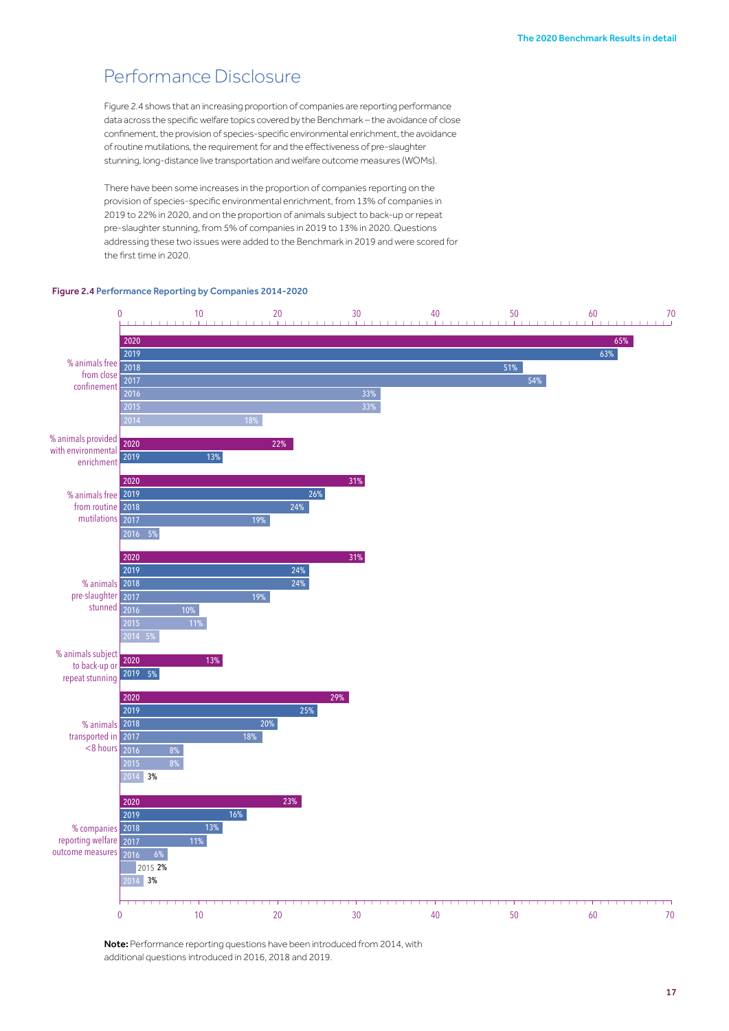# Performance Disclosure

Figure 2.4 shows that an increasing proportion of companies are reporting performance data across the specific welfare topics covered by the Benchmark – the avoidance of close confinement, the provision of species-specific environmental enrichment, the avoidance of routine mutilations, the requirement for and the effectiveness of pre-slaughter stunning, long-distance live transportation and welfare outcome measures (WOMs).

There have been some increases in the proportion of companies reporting on the provision of species-specific environmental enrichment, from 13% of companies in 2019 to 22% in 2020, and on the proportion of animals subject to back-up or repeat pre-slaughter stunning, from 5% of companies in 2019 to 13% in 2020. Questions addressing these two issues were added to the Benchmark in 2019 and were scored for the first time in 2020.

**Figure 2.4** Performance Reporting by Companies 2014-2020

| | 2014 | 2015 | 2016 | 2017 | 2018 | 2019 | 2020 |
|---|---|---|---|---|---|---|---|
| % animals free from close confinement | 18% | 33% | 33% | 54% | 51% | 63% | 65% |
| % animals provided with environmental enrichment | | | | | | 13% | 22% |
| % animals free from routine mutilations | | | 5% | 19% | 24% | 26% | 31% |
| % animals pre-slaughter stunned | 5% | 11% | 10% | 19% | 24% | 24% | 31% |
| % animals subject to back-up or repeat stunning | | | | | | 5% | 13% |
| % animals transported in <8 hours | 3% | 8% | 8% | 18% | 20% | 25% | 29% |
| % companies reporting welfare outcome measures | 3% | 2% | 6% | 11% | 13% | 16% | 23% |

**Note:** Performance reporting questions have been introduced from 2014, with additional questions introduced in 2016, 2018 and 2019.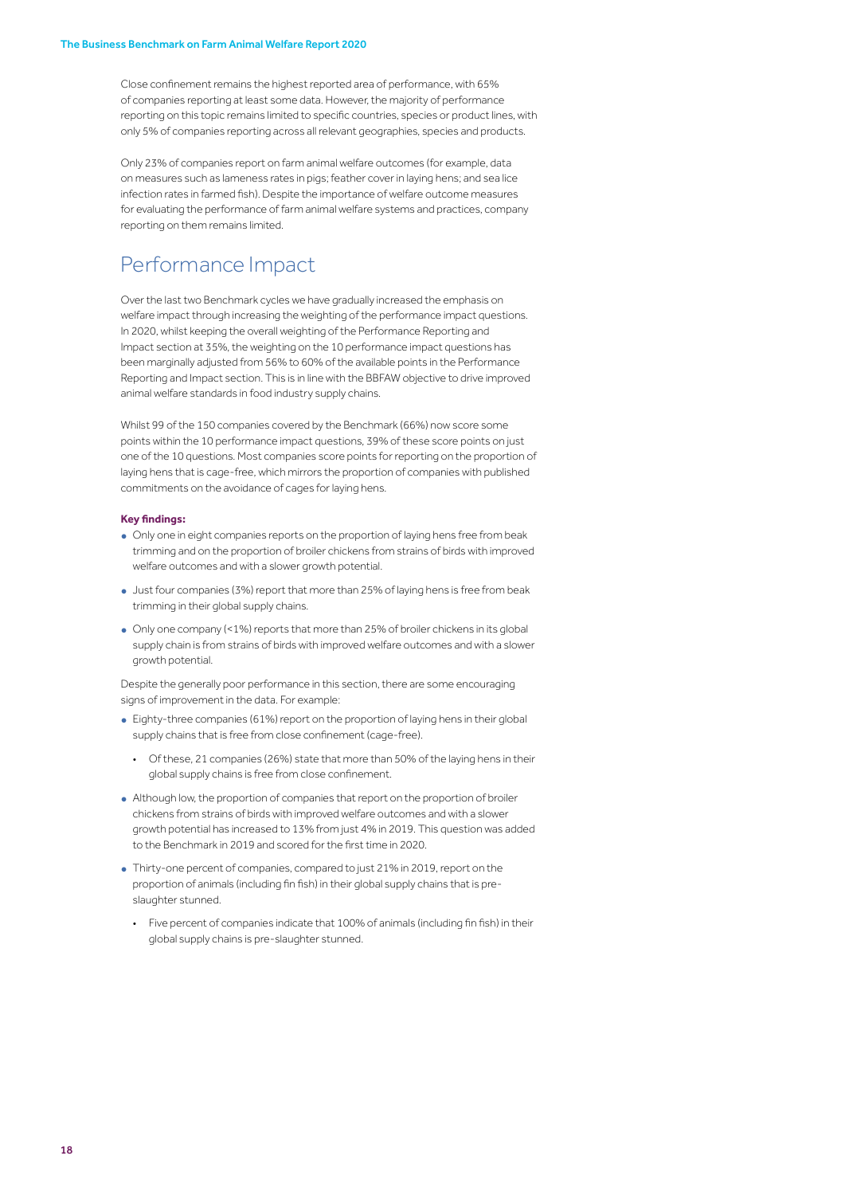Close confinement remains the highest reported area of performance, with 65% of companies reporting at least some data. However, the majority of performance reporting on this topic remains limited to specific countries, species or product lines, with only 5% of companies reporting across all relevant geographies, species and products.

Only 23% of companies report on farm animal welfare outcomes (for example, data on measures such as lameness rates in pigs; feather cover in laying hens; and sea lice infection rates in farmed fish). Despite the importance of welfare outcome measures for evaluating the performance of farm animal welfare systems and practices, company reporting on them remains limited.

## Performance Impact

Over the last two Benchmark cycles we have gradually increased the emphasis on welfare impact through increasing the weighting of the performance impact questions. In 2020, whilst keeping the overall weighting of the Performance Reporting and Impact section at 35%, the weighting on the 10 performance impact questions has been marginally adjusted from 56% to 60% of the available points in the Performance Reporting and Impact section. This is in line with the BBFAW objective to drive improved animal welfare standards in food industry supply chains.

Whilst 99 of the 150 companies covered by the Benchmark (66%) now score some points within the 10 performance impact questions, 39% of these score points on just one of the 10 questions. Most companies score points for reporting on the proportion of laying hens that is cage-free, which mirrors the proportion of companies with published commitments on the avoidance of cages for laying hens.

**Key findings:**

- Only one in eight companies reports on the proportion of laying hens free from beak trimming and on the proportion of broiler chickens from strains of birds with improved welfare outcomes and with a slower growth potential.
- Just four companies (3%) report that more than 25% of laying hens is free from beak trimming in their global supply chains.
- Only one company (<1%) reports that more than 25% of broiler chickens in its global supply chain is from strains of birds with improved welfare outcomes and with a slower growth potential.

Despite the generally poor performance in this section, there are some encouraging signs of improvement in the data. For example:

- Eighty-three companies (61%) report on the proportion of laying hens in their global supply chains that is free from close confinement (cage-free).
    - Of these, 21 companies (26%) state that more than 50% of the laying hens in their global supply chains is free from close confinement.
- Although low, the proportion of companies that report on the proportion of broiler chickens from strains of birds with improved welfare outcomes and with a slower growth potential has increased to 13% from just 4% in 2019. This question was added to the Benchmark in 2019 and scored for the first time in 2020.
- Thirty-one percent of companies, compared to just 21% in 2019, report on the proportion of animals (including fin fish) in their global supply chains that is pre-slaughter stunned.
    - Five percent of companies indicate that 100% of animals (including fin fish) in their global supply chains is pre-slaughter stunned.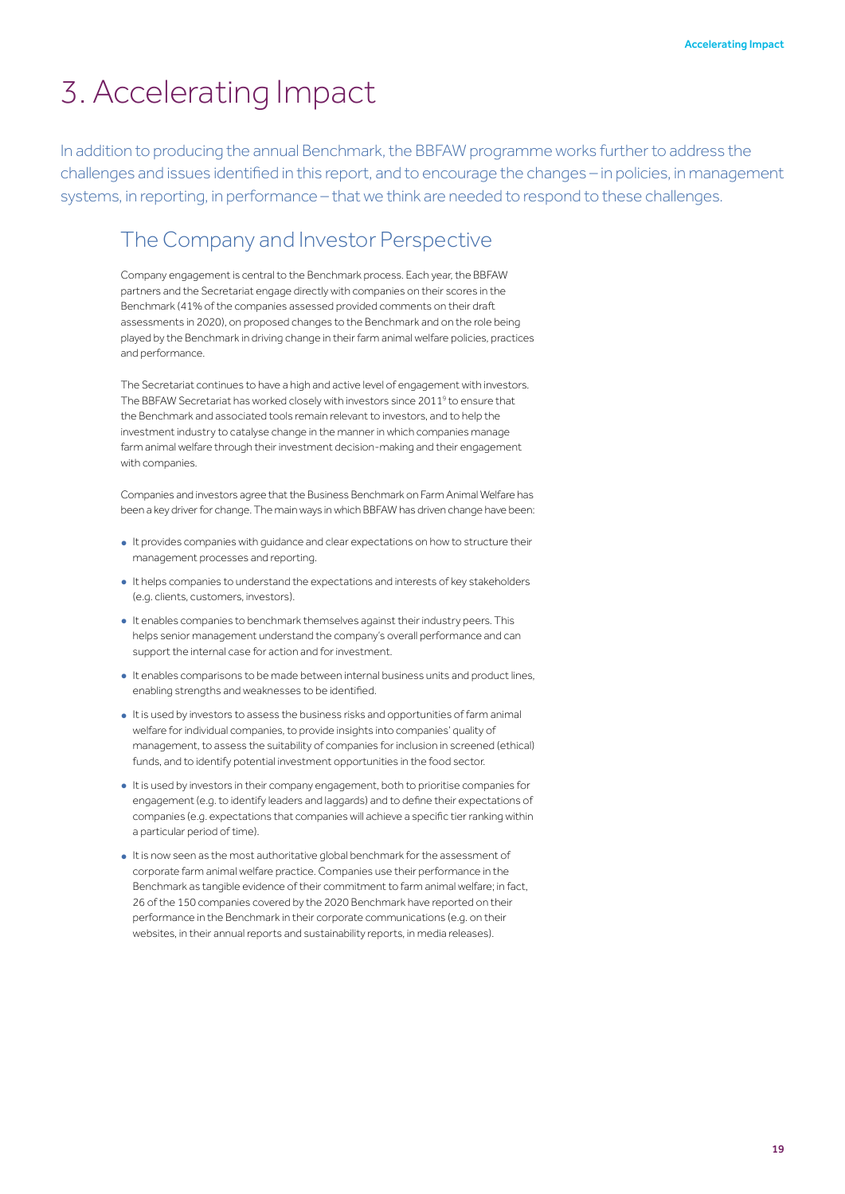# 3. Accelerating Impact

In addition to producing the annual Benchmark, the BBFAW programme works further to address the challenges and issues identified in this report, and to encourage the changes – in policies, in management systems, in reporting, in performance – that we think are needed to respond to these challenges.

## The Company and Investor Perspective

Company engagement is central to the Benchmark process. Each year, the BBFAW partners and the Secretariat engage directly with companies on their scores in the Benchmark (41% of the companies assessed provided comments on their draft assessments in 2020), on proposed changes to the Benchmark and on the role being played by the Benchmark in driving change in their farm animal welfare policies, practices and performance.

The Secretariat continues to have a high and active level of engagement with investors. The BBFAW Secretariat has worked closely with investors since 2011[9] to ensure that the Benchmark and associated tools remain relevant to investors, and to help the investment industry to catalyse change in the manner in which companies manage farm animal welfare through their investment decision-making and their engagement with companies.

Companies and investors agree that the Business Benchmark on Farm Animal Welfare has been a key driver for change. The main ways in which BBFAW has driven change have been:

- It provides companies with guidance and clear expectations on how to structure their management processes and reporting.
- It helps companies to understand the expectations and interests of key stakeholders (e.g. clients, customers, investors).
- It enables companies to benchmark themselves against their industry peers. This helps senior management understand the company's overall performance and can support the internal case for action and for investment.
- It enables comparisons to be made between internal business units and product lines, enabling strengths and weaknesses to be identified.
- It is used by investors to assess the business risks and opportunities of farm animal welfare for individual companies, to provide insights into companies' quality of management, to assess the suitability of companies for inclusion in screened (ethical) funds, and to identify potential investment opportunities in the food sector.
- It is used by investors in their company engagement, both to prioritise companies for engagement (e.g. to identify leaders and laggards) and to define their expectations of companies (e.g. expectations that companies will achieve a specific tier ranking within a particular period of time).
- It is now seen as the most authoritative global benchmark for the assessment of corporate farm animal welfare practice. Companies use their performance in the Benchmark as tangible evidence of their commitment to farm animal welfare; in fact, 26 of the 150 companies covered by the 2020 Benchmark have reported on their performance in the Benchmark in their corporate communications (e.g. on their websites, in their annual reports and sustainability reports, in media releases).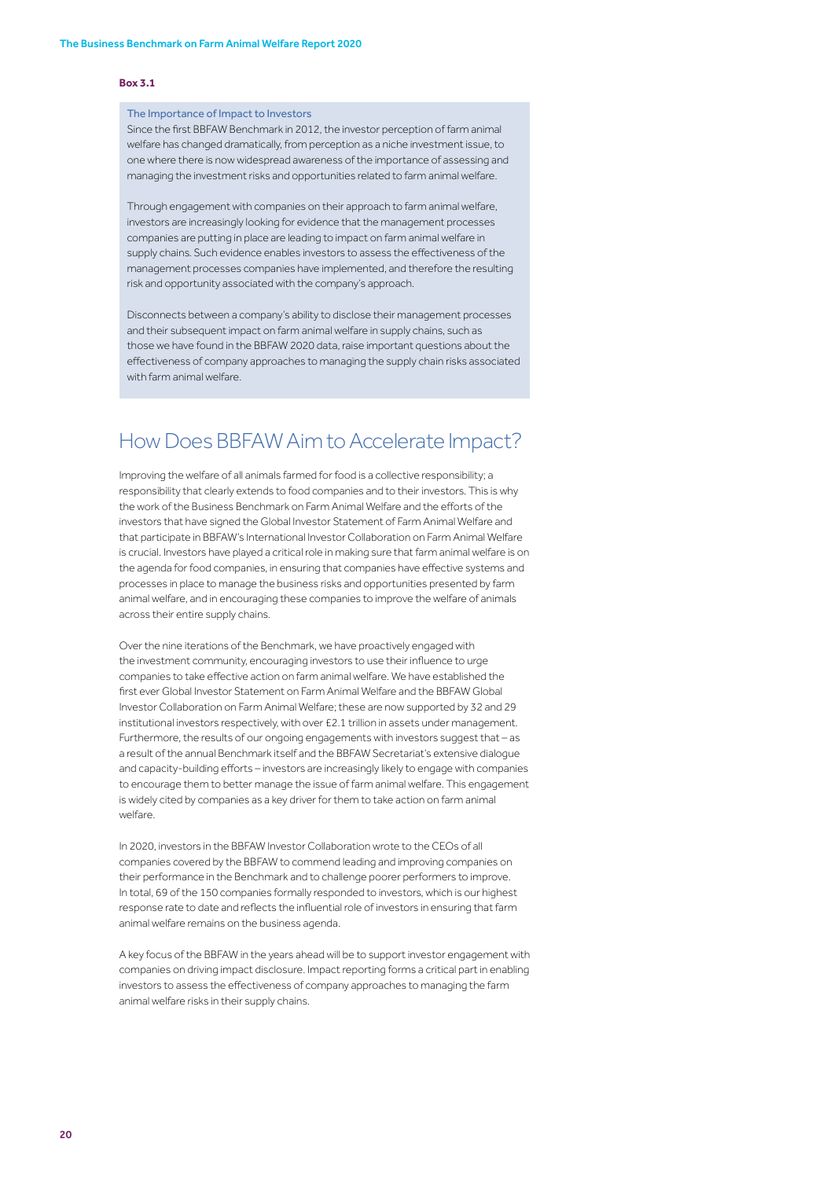**Box 3.1**

**The Importance of Impact to Investors**

Since the first BBFAW Benchmark in 2012, the investor perception of farm animal welfare has changed dramatically, from perception as a niche investment issue, to one where there is now widespread awareness of the importance of assessing and managing the investment risks and opportunities related to farm animal welfare.

Through engagement with companies on their approach to farm animal welfare, investors are increasingly looking for evidence that the management processes companies are putting in place are leading to impact on farm animal welfare in supply chains. Such evidence enables investors to assess the effectiveness of the management processes companies have implemented, and therefore the resulting risk and opportunity associated with the company's approach.

Disconnects between a company's ability to disclose their management processes and their subsequent impact on farm animal welfare in supply chains, such as those we have found in the BBFAW 2020 data, raise important questions about the effectiveness of company approaches to managing the supply chain risks associated with farm animal welfare.

## How Does BBFAW Aim to Accelerate Impact?

Improving the welfare of all animals farmed for food is a collective responsibility; a responsibility that clearly extends to food companies and to their investors. This is why the work of the Business Benchmark on Farm Animal Welfare and the efforts of the investors that have signed the Global Investor Statement of Farm Animal Welfare and that participate in BBFAW's International Investor Collaboration on Farm Animal Welfare is crucial. Investors have played a critical role in making sure that farm animal welfare is on the agenda for food companies, in ensuring that companies have effective systems and processes in place to manage the business risks and opportunities presented by farm animal welfare, and in encouraging these companies to improve the welfare of animals across their entire supply chains.

Over the nine iterations of the Benchmark, we have proactively engaged with the investment community, encouraging investors to use their influence to urge companies to take effective action on farm animal welfare. We have established the first ever Global Investor Statement on Farm Animal Welfare and the BBFAW Global Investor Collaboration on Farm Animal Welfare; these are now supported by 32 and 29 institutional investors respectively, with over £2.1 trillion in assets under management. Furthermore, the results of our ongoing engagements with investors suggest that – as a result of the annual Benchmark itself and the BBFAW Secretariat's extensive dialogue and capacity-building efforts – investors are increasingly likely to engage with companies to encourage them to better manage the issue of farm animal welfare. This engagement is widely cited by companies as a key driver for them to take action on farm animal welfare.

In 2020, investors in the BBFAW Investor Collaboration wrote to the CEOs of all companies covered by the BBFAW to commend leading and improving companies on their performance in the Benchmark and to challenge poorer performers to improve. In total, 69 of the 150 companies formally responded to investors, which is our highest response rate to date and reflects the influential role of investors in ensuring that farm animal welfare remains on the business agenda.

A key focus of the BBFAW in the years ahead will be to support investor engagement with companies on driving impact disclosure. Impact reporting forms a critical part in enabling investors to assess the effectiveness of company approaches to managing the farm animal welfare risks in their supply chains.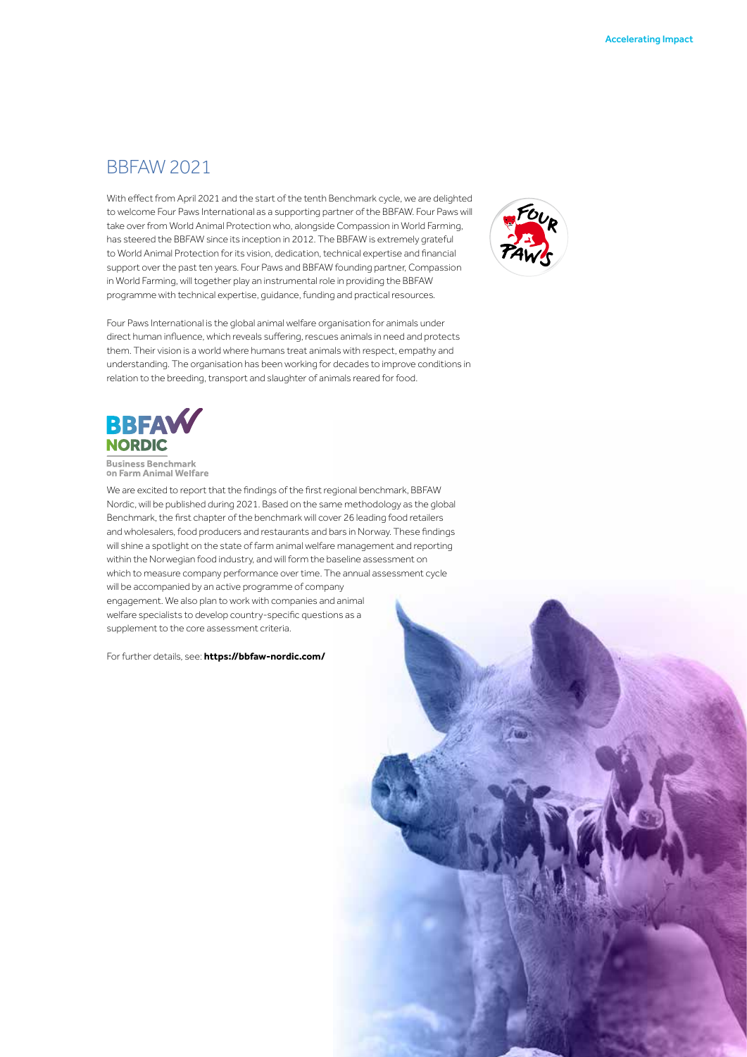## BBFAW 2021

With effect from April 2021 and the start of the tenth Benchmark cycle, we are delighted to welcome Four Paws International as a supporting partner of the BBFAW. Four Paws will take over from World Animal Protection who, alongside Compassion in World Farming, has steered the BBFAW since its inception in 2012. The BBFAW is extremely grateful to World Animal Protection for its vision, dedication, technical expertise and financial support over the past ten years. Four Paws and BBFAW founding partner, Compassion in World Farming, will together play an instrumental role in providing the BBFAW programme with technical expertise, guidance, funding and practical resources.

Four Paws International is the global animal welfare organisation for animals under direct human influence, which reveals suffering, rescues animals in need and protects them. Their vision is a world where humans treat animals with respect, empathy and understanding. The organisation has been working for decades to improve conditions in relation to the breeding, transport and slaughter of animals reared for food.

**BBFAW NORDIC**
**Business Benchmark on Farm Animal Welfare**

We are excited to report that the findings of the first regional benchmark, BBFAW Nordic, will be published during 2021. Based on the same methodology as the global Benchmark, the first chapter of the benchmark will cover 26 leading food retailers and wholesalers, food producers and restaurants and bars in Norway. These findings will shine a spotlight on the state of farm animal welfare management and reporting within the Norwegian food industry, and will form the baseline assessment on which to measure company performance over time. The annual assessment cycle will be accompanied by an active programme of company engagement. We also plan to work with companies and animal welfare specialists to develop country-specific questions as a supplement to the core assessment criteria.

For further details, see: **https://bbfaw-nordic.com/**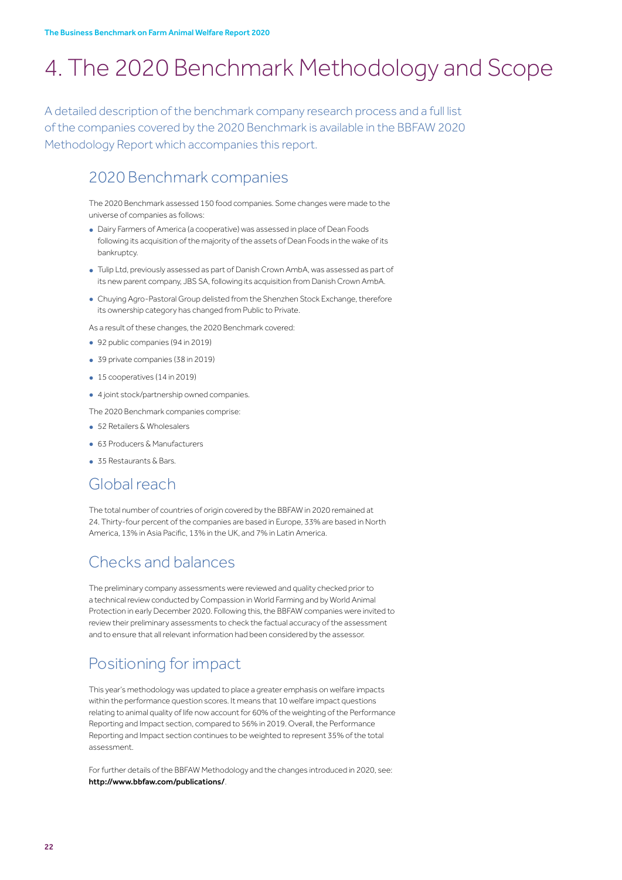# 4. The 2020 Benchmark Methodology and Scope

A detailed description of the benchmark company research process and a full list of the companies covered by the 2020 Benchmark is available in the BBFAW 2020 Methodology Report which accompanies this report.

## 2020 Benchmark companies

The 2020 Benchmark assessed 150 food companies. Some changes were made to the universe of companies as follows:

- Dairy Farmers of America (a cooperative) was assessed in place of Dean Foods following its acquisition of the majority of the assets of Dean Foods in the wake of its bankruptcy.
- Tulip Ltd, previously assessed as part of Danish Crown AmbA, was assessed as part of its new parent company, JBS SA, following its acquisition from Danish Crown AmbA.
- Chuying Agro-Pastoral Group delisted from the Shenzhen Stock Exchange, therefore its ownership category has changed from Public to Private.

As a result of these changes, the 2020 Benchmark covered:

- 92 public companies (94 in 2019)
- 39 private companies (38 in 2019)
- 15 cooperatives (14 in 2019)
- 4 joint stock/partnership owned companies.

The 2020 Benchmark companies comprise:

- 52 Retailers & Wholesalers
- 63 Producers & Manufacturers
- 35 Restaurants & Bars.

## Global reach

The total number of countries of origin covered by the BBFAW in 2020 remained at 24. Thirty-four percent of the companies are based in Europe, 33% are based in North America, 13% in Asia Pacific, 13% in the UK, and 7% in Latin America.

## Checks and balances

The preliminary company assessments were reviewed and quality checked prior to a technical review conducted by Compassion in World Farming and by World Animal Protection in early December 2020. Following this, the BBFAW companies were invited to review their preliminary assessments to check the factual accuracy of the assessment and to ensure that all relevant information had been considered by the assessor.

## Positioning for impact

This year's methodology was updated to place a greater emphasis on welfare impacts within the performance question scores. It means that 10 welfare impact questions relating to animal quality of life now account for 60% of the weighting of the Performance Reporting and Impact section, compared to 56% in 2019. Overall, the Performance Reporting and Impact section continues to be weighted to represent 35% of the total assessment.

For further details of the BBFAW Methodology and the changes introduced in 2020, see: **http://www.bbfaw.com/publications/**.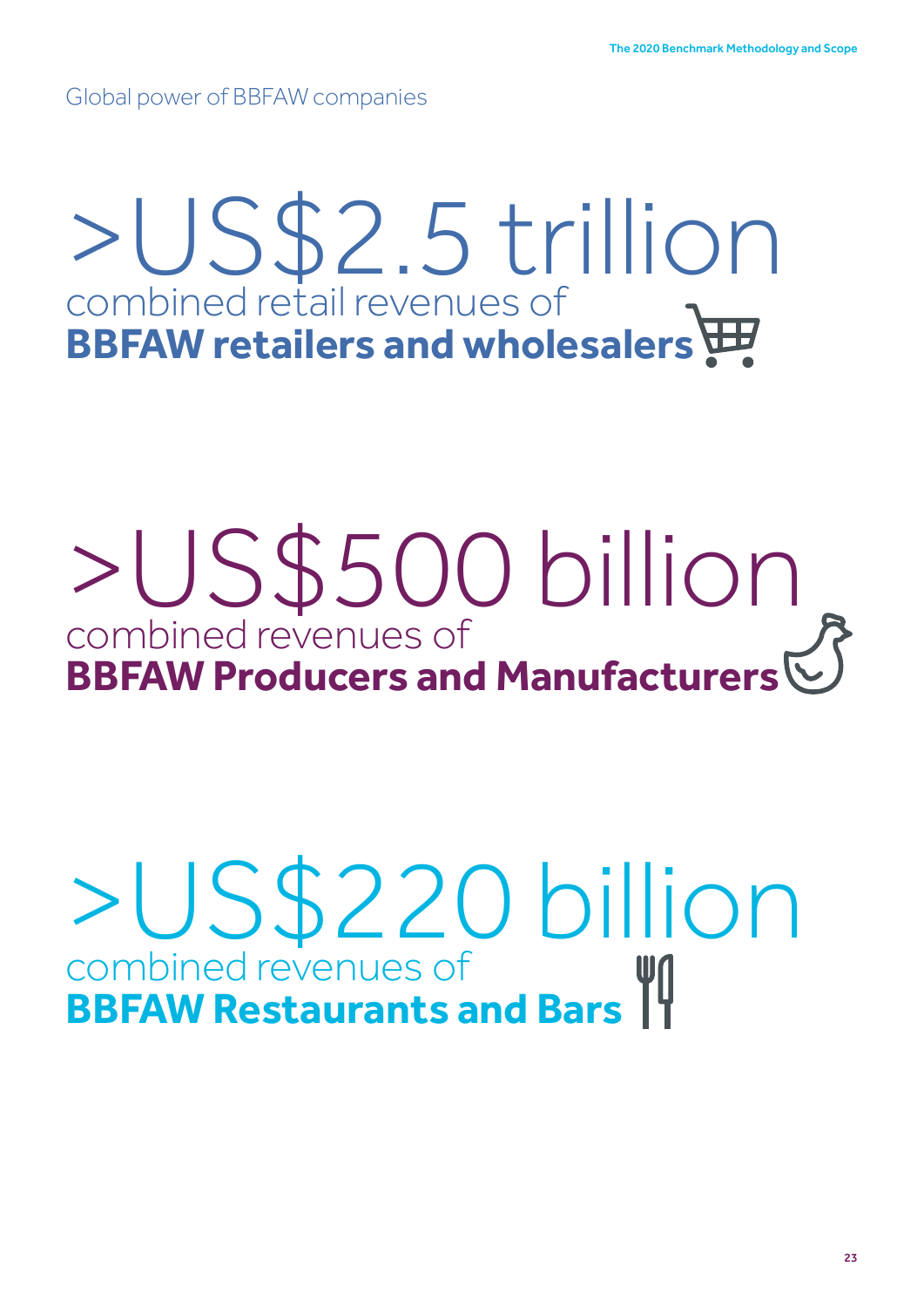Global power of BBFAW companies

# >US$2.5 trillion

combined retail revenues of
**BBFAW retailers and wholesalers**

# >US$500 billion

combined revenues of
**BBFAW Producers and Manufacturers**

# >US$220 billion

combined revenues of
**BBFAW Restaurants and Bars**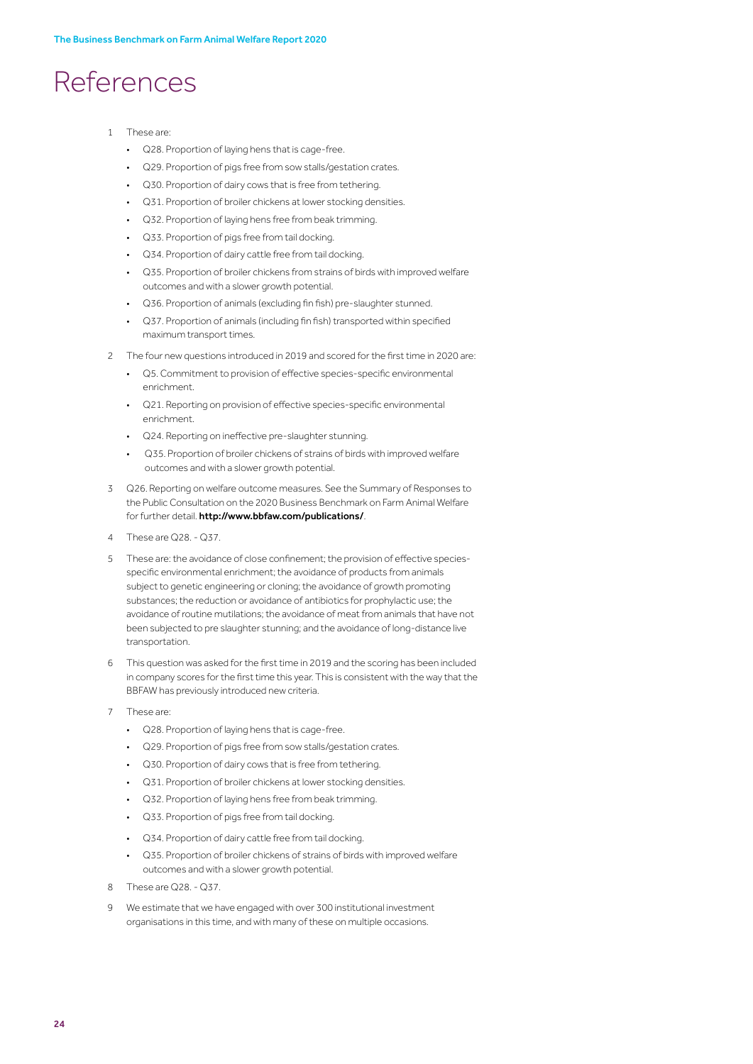# References

1. These are:
   - Q28. Proportion of laying hens that is cage-free.
   - Q29. Proportion of pigs free from sow stalls/gestation crates.
   - Q30. Proportion of dairy cows that is free from tethering.
   - Q31. Proportion of broiler chickens at lower stocking densities.
   - Q32. Proportion of laying hens free from beak trimming.
   - Q33. Proportion of pigs free from tail docking.
   - Q34. Proportion of dairy cattle free from tail docking.
   - Q35. Proportion of broiler chickens from strains of birds with improved welfare outcomes and with a slower growth potential.
   - Q36. Proportion of animals (excluding fin fish) pre-slaughter stunned.
   - Q37. Proportion of animals (including fin fish) transported within specified maximum transport times.
2. The four new questions introduced in 2019 and scored for the first time in 2020 are:
   - Q5. Commitment to provision of effective species-specific environmental enrichment.
   - Q21. Reporting on provision of effective species-specific environmental enrichment.
   - Q24. Reporting on ineffective pre-slaughter stunning.
   - Q35. Proportion of broiler chickens of strains of birds with improved welfare outcomes and with a slower growth potential.
3. Q26. Reporting on welfare outcome measures. See the Summary of Responses to the Public Consultation on the 2020 Business Benchmark on Farm Animal Welfare for further detail. **http://www.bbfaw.com/publications/**.
4. These are Q28. - Q37.
5. These are: the avoidance of close confinement; the provision of effective species-specific environmental enrichment; the avoidance of products from animals subject to genetic engineering or cloning; the avoidance of growth promoting substances; the reduction or avoidance of antibiotics for prophylactic use; the avoidance of routine mutilations; the avoidance of meat from animals that have not been subjected to pre slaughter stunning; and the avoidance of long-distance live transportation.
6. This question was asked for the first time in 2019 and the scoring has been included in company scores for the first time this year. This is consistent with the way that the BBFAW has previously introduced new criteria.
7. These are:
   - Q28. Proportion of laying hens that is cage-free.
   - Q29. Proportion of pigs free from sow stalls/gestation crates.
   - Q30. Proportion of dairy cows that is free from tethering.
   - Q31. Proportion of broiler chickens at lower stocking densities.
   - Q32. Proportion of laying hens free from beak trimming.
   - Q33. Proportion of pigs free from tail docking.
   - Q34. Proportion of dairy cattle free from tail docking.
   - Q35. Proportion of broiler chickens of strains of birds with improved welfare outcomes and with a slower growth potential.
8. These are Q28. - Q37.
9. We estimate that we have engaged with over 300 institutional investment organisations in this time, and with many of these on multiple occasions.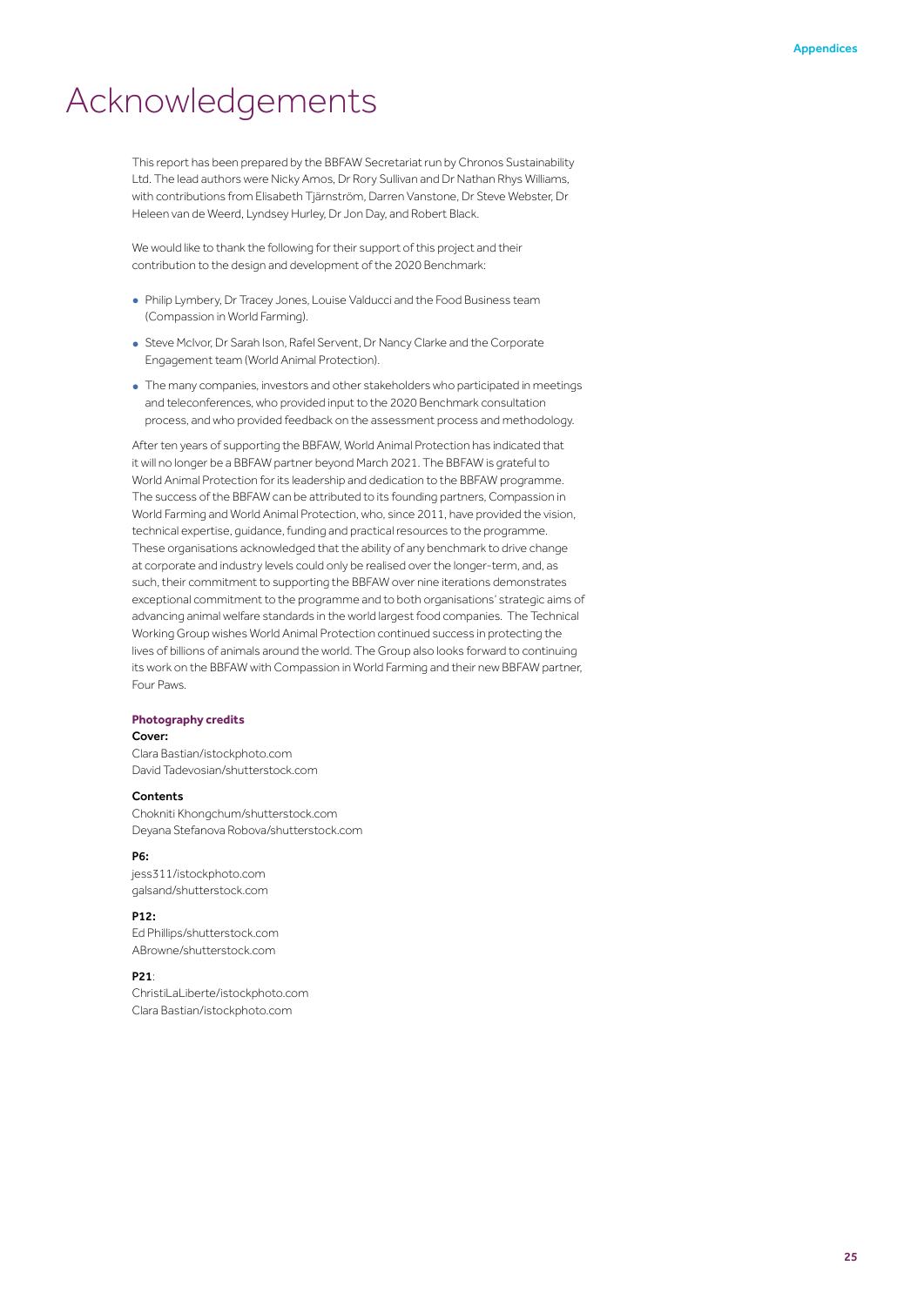# Acknowledgements

This report has been prepared by the BBFAW Secretariat run by Chronos Sustainability Ltd. The lead authors were Nicky Amos, Dr Rory Sullivan and Dr Nathan Rhys Williams, with contributions from Elisabeth Tjärnström, Darren Vanstone, Dr Steve Webster, Dr Heleen van de Weerd, Lyndsey Hurley, Dr Jon Day, and Robert Black.

We would like to thank the following for their support of this project and their contribution to the design and development of the 2020 Benchmark:

- Philip Lymbery, Dr Tracey Jones, Louise Valducci and the Food Business team (Compassion in World Farming).
- Steve McIvor, Dr Sarah Ison, Rafel Servent, Dr Nancy Clarke and the Corporate Engagement team (World Animal Protection).
- The many companies, investors and other stakeholders who participated in meetings and teleconferences, who provided input to the 2020 Benchmark consultation process, and who provided feedback on the assessment process and methodology.

After ten years of supporting the BBFAW, World Animal Protection has indicated that it will no longer be a BBFAW partner beyond March 2021. The BBFAW is grateful to World Animal Protection for its leadership and dedication to the BBFAW programme. The success of the BBFAW can be attributed to its founding partners, Compassion in World Farming and World Animal Protection, who, since 2011, have provided the vision, technical expertise, guidance, funding and practical resources to the programme. These organisations acknowledged that the ability of any benchmark to drive change at corporate and industry levels could only be realised over the longer-term, and, as such, their commitment to supporting the BBFAW over nine iterations demonstrates exceptional commitment to the programme and to both organisations' strategic aims of advancing animal welfare standards in the world largest food companies. The Technical Working Group wishes World Animal Protection continued success in protecting the lives of billions of animals around the world. The Group also looks forward to continuing its work on the BBFAW with Compassion in World Farming and their new BBFAW partner, Four Paws.

**Photography credits**

**Cover:**
Clara Bastian/istockphoto.com
David Tadevosian/shutterstock.com

**Contents**
Chokniti Khongchum/shutterstock.com
Deyana Stefanova Robova/shutterstock.com

**P6:**
jess311/istockphoto.com
galsand/shutterstock.com

**P12:**
Ed Phillips/shutterstock.com
ABrowne/shutterstock.com

**P21**:
ChristiLaLiberte/istockphoto.com
Clara Bastian/istockphoto.com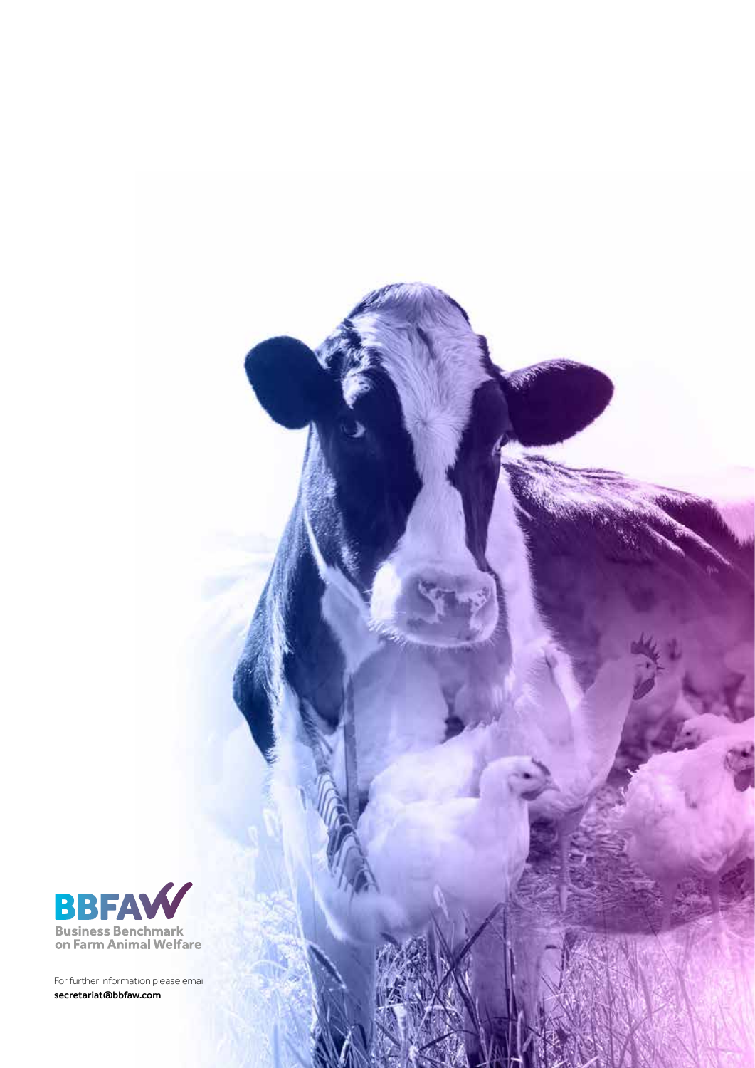BBFAW
Business Benchmark on Farm Animal Welfare

For further information please email
**secretariat@bbfaw.com**